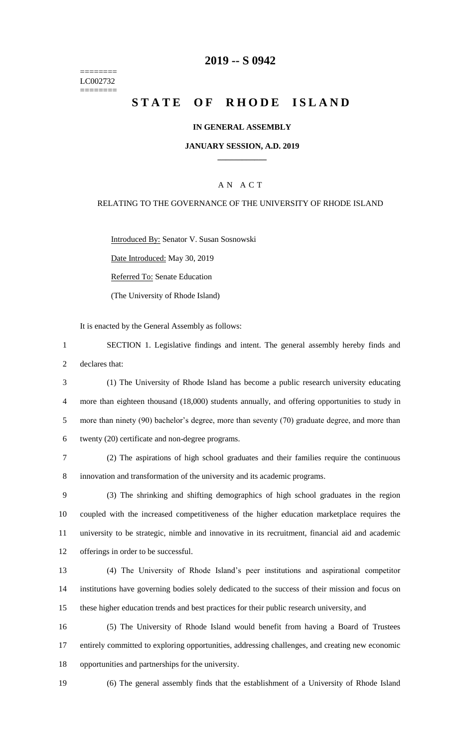======== 
LC002732 
========

# 2019 -- S 0942

# STATE OF RHODE ISLAND

**IN GENERAL ASSEMBLY**

**JANUARY SESSION, A.D. 2019**

AN ACT

RELATING TO THE GOVERNANCE OF THE UNIVERSITY OF RHODE ISLAND

Introduced By: Senator V. Susan Sosnowski

Date Introduced: May 30, 2019

Referred To: Senate Education

(The University of Rhode Island)

It is enacted by the General Assembly as follows:

SECTION 1. Legislative findings and intent. The general assembly hereby finds and declares that:

(1) The University of Rhode Island has become a public research university educating more than eighteen thousand (18,000) students annually, and offering opportunities to study in more than ninety (90) bachelor's degree, more than seventy (70) graduate degree, and more than twenty (20) certificate and non-degree programs.

(2) The aspirations of high school graduates and their families require the continuous innovation and transformation of the university and its academic programs.

(3) The shrinking and shifting demographics of high school graduates in the region coupled with the increased competitiveness of the higher education marketplace requires the university to be strategic, nimble and innovative in its recruitment, financial aid and academic offerings in order to be successful.

(4) The University of Rhode Island's peer institutions and aspirational competitor institutions have governing bodies solely dedicated to the success of their mission and focus on these higher education trends and best practices for their public research university, and

(5) The University of Rhode Island would benefit from having a Board of Trustees entirely committed to exploring opportunities, addressing challenges, and creating new economic opportunities and partnerships for the university.

(6) The general assembly finds that the establishment of a University of Rhode Island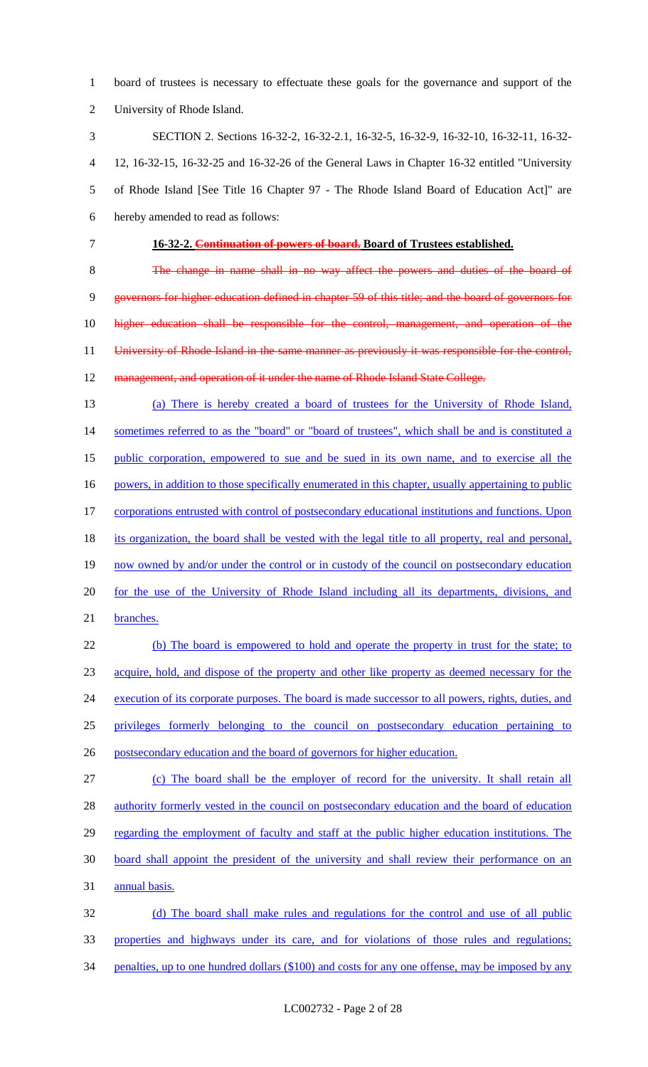board of trustees is necessary to effectuate these goals for the governance and support of the University of Rhode Island.

SECTION 2. Sections 16-32-2, 16-32-2.1, 16-32-5, 16-32-9, 16-32-10, 16-32-11, 16-32-12, 16-32-15, 16-32-25 and 16-32-26 of the General Laws in Chapter 16-32 entitled "University of Rhode Island [See Title 16 Chapter 97 - The Rhode Island Board of Education Act]" are hereby amended to read as follows:

**16-32-2. ~~Continuation of powers of board.~~ Board of Trustees established.**

~~The change in name shall in no way affect the powers and duties of the board of governors for higher education defined in chapter 59 of this title; and the board of governors for higher education shall be responsible for the control, management, and operation of the University of Rhode Island in the same manner as previously it was responsible for the control, management, and operation of it under the name of Rhode Island State College.~~

(a) There is hereby created a board of trustees for the University of Rhode Island, sometimes referred to as the "board" or "board of trustees", which shall be and is constituted a public corporation, empowered to sue and be sued in its own name, and to exercise all the powers, in addition to those specifically enumerated in this chapter, usually appertaining to public corporations entrusted with control of postsecondary educational institutions and functions. Upon its organization, the board shall be vested with the legal title to all property, real and personal, now owned by and/or under the control or in custody of the council on postsecondary education for the use of the University of Rhode Island including all its departments, divisions, and branches.

(b) The board is empowered to hold and operate the property in trust for the state; to acquire, hold, and dispose of the property and other like property as deemed necessary for the execution of its corporate purposes. The board is made successor to all powers, rights, duties, and privileges formerly belonging to the council on postsecondary education pertaining to postsecondary education and the board of governors for higher education.

(c) The board shall be the employer of record for the university. It shall retain all authority formerly vested in the council on postsecondary education and the board of education regarding the employment of faculty and staff at the public higher education institutions. The board shall appoint the president of the university and shall review their performance on an annual basis.

(d) The board shall make rules and regulations for the control and use of all public properties and highways under its care, and for violations of those rules and regulations; penalties, up to one hundred dollars ($100) and costs for any one offense, may be imposed by any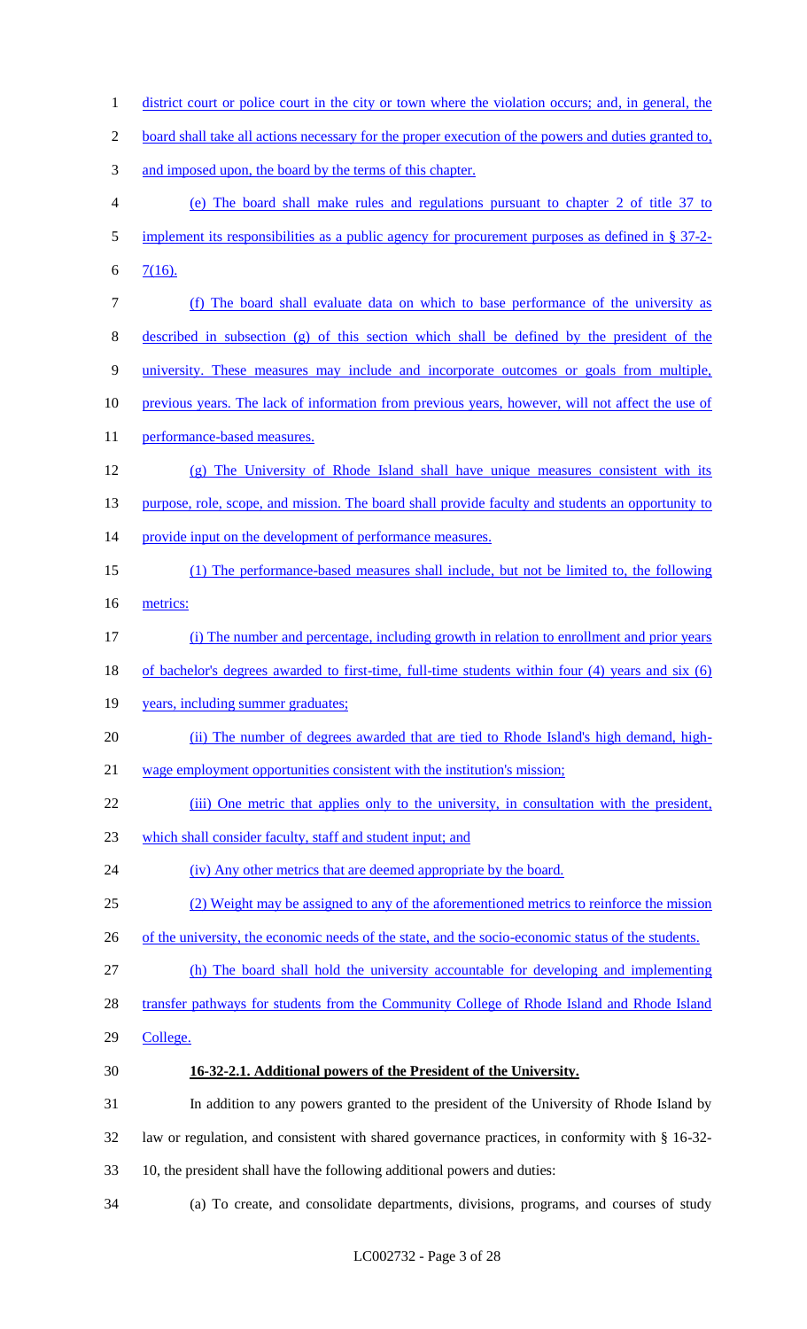district court or police court in the city or town where the violation occurs; and, in general, the board shall take all actions necessary for the proper execution of the powers and duties granted to, and imposed upon, the board by the terms of this chapter.

(e) The board shall make rules and regulations pursuant to chapter 2 of title 37 to implement its responsibilities as a public agency for procurement purposes as defined in § 37-2-7(16).

(f) The board shall evaluate data on which to base performance of the university as described in subsection (g) of this section which shall be defined by the president of the university. These measures may include and incorporate outcomes or goals from multiple, previous years. The lack of information from previous years, however, will not affect the use of performance-based measures.

(g) The University of Rhode Island shall have unique measures consistent with its purpose, role, scope, and mission. The board shall provide faculty and students an opportunity to provide input on the development of performance measures.

(1) The performance-based measures shall include, but not be limited to, the following metrics:

(i) The number and percentage, including growth in relation to enrollment and prior years of bachelor's degrees awarded to first-time, full-time students within four (4) years and six (6) years, including summer graduates;

(ii) The number of degrees awarded that are tied to Rhode Island's high demand, high-wage employment opportunities consistent with the institution's mission;

(iii) One metric that applies only to the university, in consultation with the president, which shall consider faculty, staff and student input; and

(iv) Any other metrics that are deemed appropriate by the board.

(2) Weight may be assigned to any of the aforementioned metrics to reinforce the mission of the university, the economic needs of the state, and the socio-economic status of the students.

(h) The board shall hold the university accountable for developing and implementing transfer pathways for students from the Community College of Rhode Island and Rhode Island College.

**16-32-2.1. Additional powers of the President of the University.**

In addition to any powers granted to the president of the University of Rhode Island by law or regulation, and consistent with shared governance practices, in conformity with § 16-32-10, the president shall have the following additional powers and duties:

(a) To create, and consolidate departments, divisions, programs, and courses of study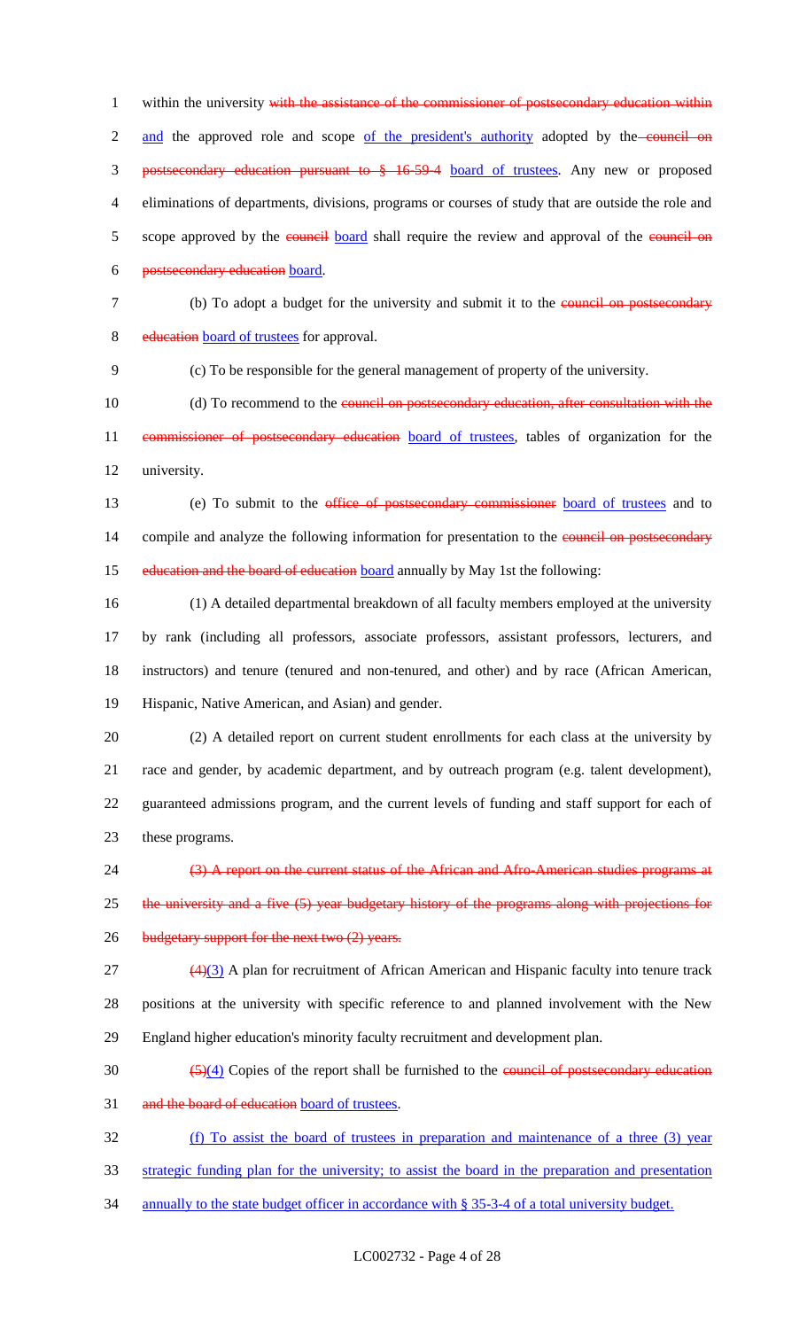within the university ~~with the assistance of the commissioner of postsecondary education within~~ and the approved role and scope of the president's authority adopted by the ~~council on postsecondary education pursuant to § 16-59-4~~ board of trustees. Any new or proposed eliminations of departments, divisions, programs or courses of study that are outside the role and scope approved by the ~~council~~ board shall require the review and approval of the ~~council on postsecondary education~~ board.

(b) To adopt a budget for the university and submit it to the ~~council on postsecondary education~~ board of trustees for approval.

(c) To be responsible for the general management of property of the university.

(d) To recommend to the ~~council on postsecondary education, after consultation with the commissioner of postsecondary education~~ board of trustees, tables of organization for the university.

(e) To submit to the ~~office of postsecondary commissioner~~ board of trustees and to compile and analyze the following information for presentation to the ~~council on postsecondary education and the board of education~~ board annually by May 1st the following:

(1) A detailed departmental breakdown of all faculty members employed at the university by rank (including all professors, associate professors, assistant professors, lecturers, and instructors) and tenure (tenured and non-tenured, and other) and by race (African American, Hispanic, Native American, and Asian) and gender.

(2) A detailed report on current student enrollments for each class at the university by race and gender, by academic department, and by outreach program (e.g. talent development), guaranteed admissions program, and the current levels of funding and staff support for each of these programs.

~~(3) A report on the current status of the African and Afro-American studies programs at the university and a five (5) year budgetary history of the programs along with projections for budgetary support for the next two (2) years.~~

~~(4)~~(3) A plan for recruitment of African American and Hispanic faculty into tenure track positions at the university with specific reference to and planned involvement with the New England higher education's minority faculty recruitment and development plan.

~~(5)~~(4) Copies of the report shall be furnished to the ~~council of postsecondary education and the board of education~~ board of trustees.

(f) To assist the board of trustees in preparation and maintenance of a three (3) year strategic funding plan for the university; to assist the board in the preparation and presentation annually to the state budget officer in accordance with § 35-3-4 of a total university budget.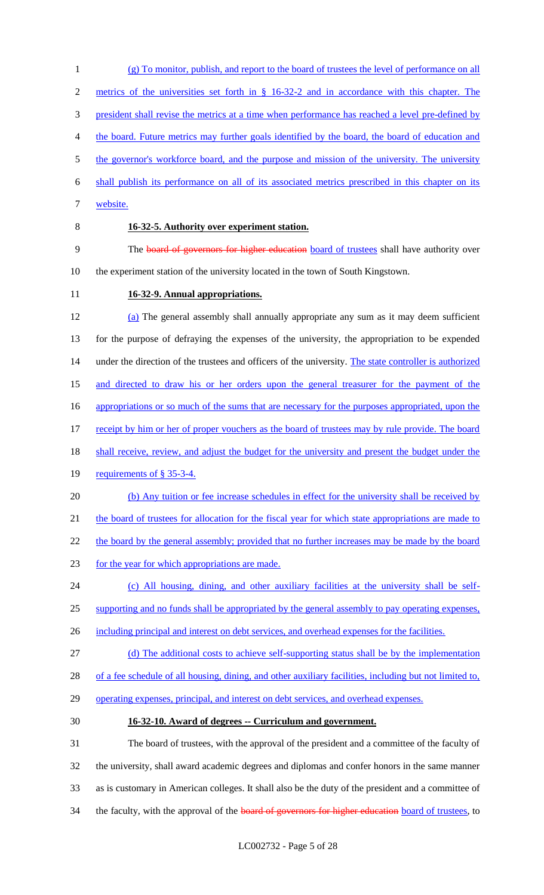(g) To monitor, publish, and report to the board of trustees the level of performance on all metrics of the universities set forth in § 16-32-2 and in accordance with this chapter. The president shall revise the metrics at a time when performance has reached a level pre-defined by the board. Future metrics may further goals identified by the board, the board of education and the governor's workforce board, and the purpose and mission of the university. The university shall publish its performance on all of its associated metrics prescribed in this chapter on its website.

**16-32-5. Authority over experiment station.**

The ~~board of governors for higher education~~ board of trustees shall have authority over the experiment station of the university located in the town of South Kingstown.

**16-32-9. Annual appropriations.**

(a) The general assembly shall annually appropriate any sum as it may deem sufficient for the purpose of defraying the expenses of the university, the appropriation to be expended under the direction of the trustees and officers of the university. The state controller is authorized and directed to draw his or her orders upon the general treasurer for the payment of the appropriations or so much of the sums that are necessary for the purposes appropriated, upon the receipt by him or her of proper vouchers as the board of trustees may by rule provide. The board shall receive, review, and adjust the budget for the university and present the budget under the requirements of § 35-3-4.

(b) Any tuition or fee increase schedules in effect for the university shall be received by the board of trustees for allocation for the fiscal year for which state appropriations are made to the board by the general assembly; provided that no further increases may be made by the board for the year for which appropriations are made.

(c) All housing, dining, and other auxiliary facilities at the university shall be self-supporting and no funds shall be appropriated by the general assembly to pay operating expenses, including principal and interest on debt services, and overhead expenses for the facilities.

(d) The additional costs to achieve self-supporting status shall be by the implementation of a fee schedule of all housing, dining, and other auxiliary facilities, including but not limited to, operating expenses, principal, and interest on debt services, and overhead expenses.

**16-32-10. Award of degrees -- Curriculum and government.**

The board of trustees, with the approval of the president and a committee of the faculty of the university, shall award academic degrees and diplomas and confer honors in the same manner as is customary in American colleges. It shall also be the duty of the president and a committee of the faculty, with the approval of the ~~board of governors for higher education~~ board of trustees, to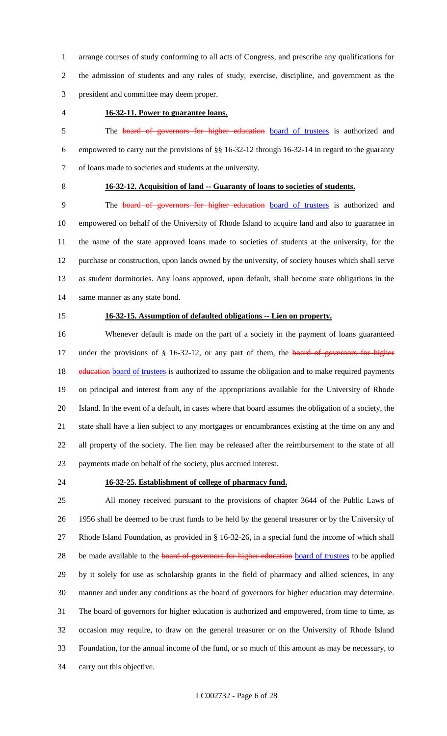arrange courses of study conforming to all acts of Congress, and prescribe any qualifications for the admission of students and any rules of study, exercise, discipline, and government as the president and committee may deem proper.

**16-32-11. Power to guarantee loans.**

The ~~board of governors for higher education~~ board of trustees is authorized and empowered to carry out the provisions of §§ 16-32-12 through 16-32-14 in regard to the guaranty of loans made to societies and students at the university.

**16-32-12. Acquisition of land -- Guaranty of loans to societies of students.**

The ~~board of governors for higher education~~ board of trustees is authorized and empowered on behalf of the University of Rhode Island to acquire land and also to guarantee in the name of the state approved loans made to societies of students at the university, for the purchase or construction, upon lands owned by the university, of society houses which shall serve as student dormitories. Any loans approved, upon default, shall become state obligations in the same manner as any state bond.

**16-32-15. Assumption of defaulted obligations -- Lien on property.**

Whenever default is made on the part of a society in the payment of loans guaranteed under the provisions of § 16-32-12, or any part of them, the ~~board of governors for higher education~~ board of trustees is authorized to assume the obligation and to make required payments on principal and interest from any of the appropriations available for the University of Rhode Island. In the event of a default, in cases where that board assumes the obligation of a society, the state shall have a lien subject to any mortgages or encumbrances existing at the time on any and all property of the society. The lien may be released after the reimbursement to the state of all payments made on behalf of the society, plus accrued interest.

**16-32-25. Establishment of college of pharmacy fund.**

All money received pursuant to the provisions of chapter 3644 of the Public Laws of 1956 shall be deemed to be trust funds to be held by the general treasurer or by the University of Rhode Island Foundation, as provided in § 16-32-26, in a special fund the income of which shall be made available to the ~~board of governors for higher education~~ board of trustees to be applied by it solely for use as scholarship grants in the field of pharmacy and allied sciences, in any manner and under any conditions as the board of governors for higher education may determine. The board of governors for higher education is authorized and empowered, from time to time, as occasion may require, to draw on the general treasurer or on the University of Rhode Island Foundation, for the annual income of the fund, or so much of this amount as may be necessary, to carry out this objective.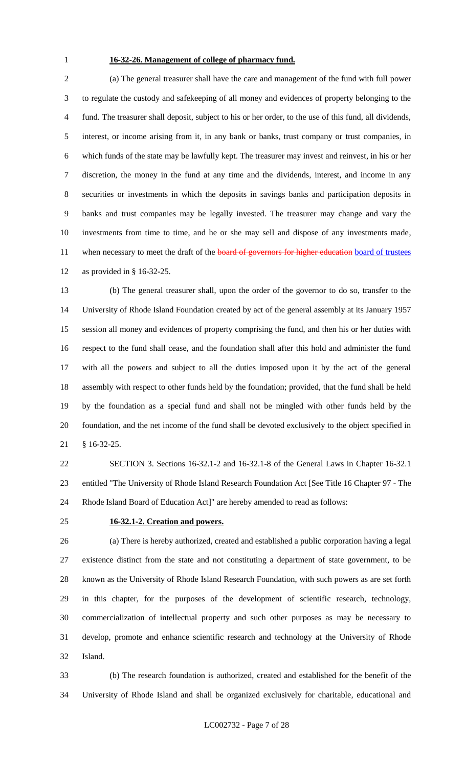**16-32-26. Management of college of pharmacy fund.**

(a) The general treasurer shall have the care and management of the fund with full power to regulate the custody and safekeeping of all money and evidences of property belonging to the fund. The treasurer shall deposit, subject to his or her order, to the use of this fund, all dividends, interest, or income arising from it, in any bank or banks, trust company or trust companies, in which funds of the state may be lawfully kept. The treasurer may invest and reinvest, in his or her discretion, the money in the fund at any time and the dividends, interest, and income in any securities or investments in which the deposits in savings banks and participation deposits in banks and trust companies may be legally invested. The treasurer may change and vary the investments from time to time, and he or she may sell and dispose of any investments made, when necessary to meet the draft of the ~~board of governors for higher education~~ <u>board of trustees</u> as provided in § 16-32-25.

(b) The general treasurer shall, upon the order of the governor to do so, transfer to the University of Rhode Island Foundation created by act of the general assembly at its January 1957 session all money and evidences of property comprising the fund, and then his or her duties with respect to the fund shall cease, and the foundation shall after this hold and administer the fund with all the powers and subject to all the duties imposed upon it by the act of the general assembly with respect to other funds held by the foundation; provided, that the fund shall be held by the foundation as a special fund and shall not be mingled with other funds held by the foundation, and the net income of the fund shall be devoted exclusively to the object specified in § 16-32-25.

SECTION 3. Sections 16-32.1-2 and 16-32.1-8 of the General Laws in Chapter 16-32.1 entitled "The University of Rhode Island Research Foundation Act [See Title 16 Chapter 97 - The Rhode Island Board of Education Act]" are hereby amended to read as follows:

**16-32.1-2. Creation and powers.**

(a) There is hereby authorized, created and established a public corporation having a legal existence distinct from the state and not constituting a department of state government, to be known as the University of Rhode Island Research Foundation, with such powers as are set forth in this chapter, for the purposes of the development of scientific research, technology, commercialization of intellectual property and such other purposes as may be necessary to develop, promote and enhance scientific research and technology at the University of Rhode Island.

(b) The research foundation is authorized, created and established for the benefit of the University of Rhode Island and shall be organized exclusively for charitable, educational and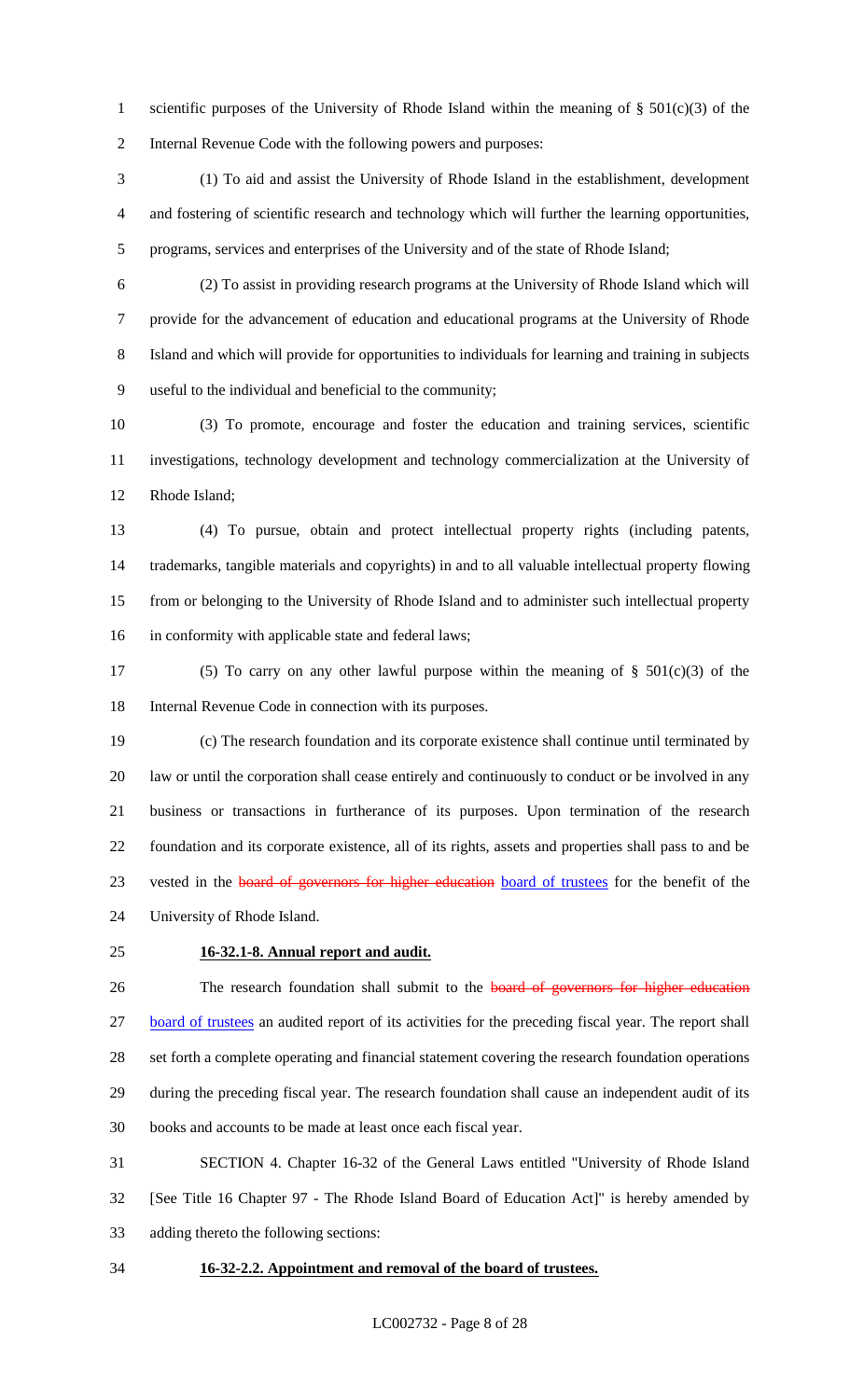scientific purposes of the University of Rhode Island within the meaning of § 501(c)(3) of the Internal Revenue Code with the following powers and purposes:

(1) To aid and assist the University of Rhode Island in the establishment, development and fostering of scientific research and technology which will further the learning opportunities, programs, services and enterprises of the University and of the state of Rhode Island;

(2) To assist in providing research programs at the University of Rhode Island which will provide for the advancement of education and educational programs at the University of Rhode Island and which will provide for opportunities to individuals for learning and training in subjects useful to the individual and beneficial to the community;

(3) To promote, encourage and foster the education and training services, scientific investigations, technology development and technology commercialization at the University of Rhode Island;

(4) To pursue, obtain and protect intellectual property rights (including patents, trademarks, tangible materials and copyrights) in and to all valuable intellectual property flowing from or belonging to the University of Rhode Island and to administer such intellectual property in conformity with applicable state and federal laws;

(5) To carry on any other lawful purpose within the meaning of § 501(c)(3) of the Internal Revenue Code in connection with its purposes.

(c) The research foundation and its corporate existence shall continue until terminated by law or until the corporation shall cease entirely and continuously to conduct or be involved in any business or transactions in furtherance of its purposes. Upon termination of the research foundation and its corporate existence, all of its rights, assets and properties shall pass to and be vested in the ~~board of governors for higher education~~ board of trustees for the benefit of the University of Rhode Island.

**16-32.1-8. Annual report and audit.**

The research foundation shall submit to the ~~board of governors for higher education~~ board of trustees an audited report of its activities for the preceding fiscal year. The report shall set forth a complete operating and financial statement covering the research foundation operations during the preceding fiscal year. The research foundation shall cause an independent audit of its books and accounts to be made at least once each fiscal year.

SECTION 4. Chapter 16-32 of the General Laws entitled "University of Rhode Island [See Title 16 Chapter 97 - The Rhode Island Board of Education Act]" is hereby amended by adding thereto the following sections:

**16-32-2.2. Appointment and removal of the board of trustees.**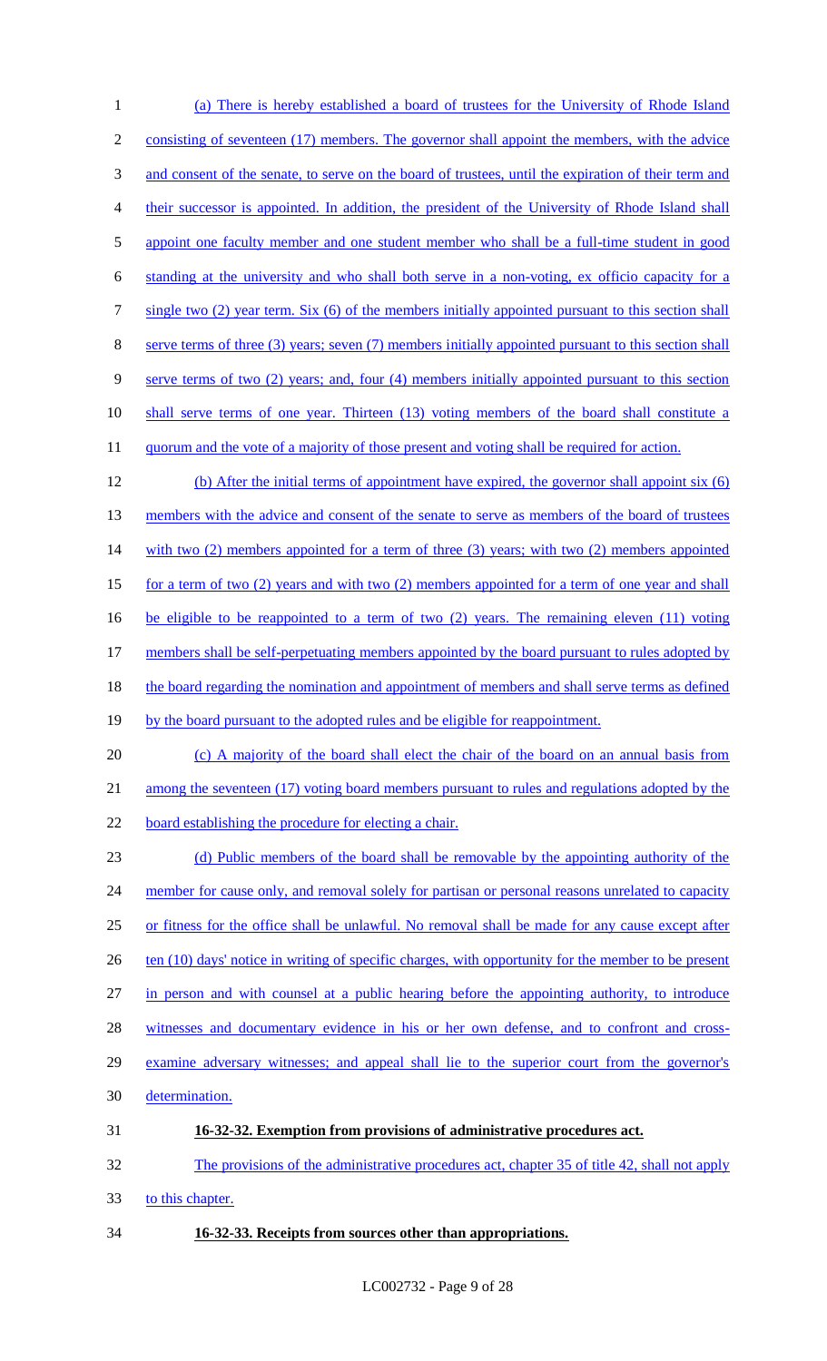(a) There is hereby established a board of trustees for the University of Rhode Island consisting of seventeen (17) members. The governor shall appoint the members, with the advice and consent of the senate, to serve on the board of trustees, until the expiration of their term and their successor is appointed. In addition, the president of the University of Rhode Island shall appoint one faculty member and one student member who shall be a full-time student in good standing at the university and who shall both serve in a non-voting, ex officio capacity for a single two (2) year term. Six (6) of the members initially appointed pursuant to this section shall serve terms of three (3) years; seven (7) members initially appointed pursuant to this section shall serve terms of two (2) years; and, four (4) members initially appointed pursuant to this section shall serve terms of one year. Thirteen (13) voting members of the board shall constitute a quorum and the vote of a majority of those present and voting shall be required for action.

(b) After the initial terms of appointment have expired, the governor shall appoint six (6) members with the advice and consent of the senate to serve as members of the board of trustees with two (2) members appointed for a term of three (3) years; with two (2) members appointed for a term of two (2) years and with two (2) members appointed for a term of one year and shall be eligible to be reappointed to a term of two (2) years. The remaining eleven (11) voting members shall be self-perpetuating members appointed by the board pursuant to rules adopted by the board regarding the nomination and appointment of members and shall serve terms as defined by the board pursuant to the adopted rules and be eligible for reappointment.

(c) A majority of the board shall elect the chair of the board on an annual basis from among the seventeen (17) voting board members pursuant to rules and regulations adopted by the board establishing the procedure for electing a chair.

(d) Public members of the board shall be removable by the appointing authority of the member for cause only, and removal solely for partisan or personal reasons unrelated to capacity or fitness for the office shall be unlawful. No removal shall be made for any cause except after ten (10) days' notice in writing of specific charges, with opportunity for the member to be present in person and with counsel at a public hearing before the appointing authority, to introduce witnesses and documentary evidence in his or her own defense, and to confront and cross-examine adversary witnesses; and appeal shall lie to the superior court from the governor's determination.

**16-32-32. Exemption from provisions of administrative procedures act.**

The provisions of the administrative procedures act, chapter 35 of title 42, shall not apply to this chapter.

**16-32-33. Receipts from sources other than appropriations.**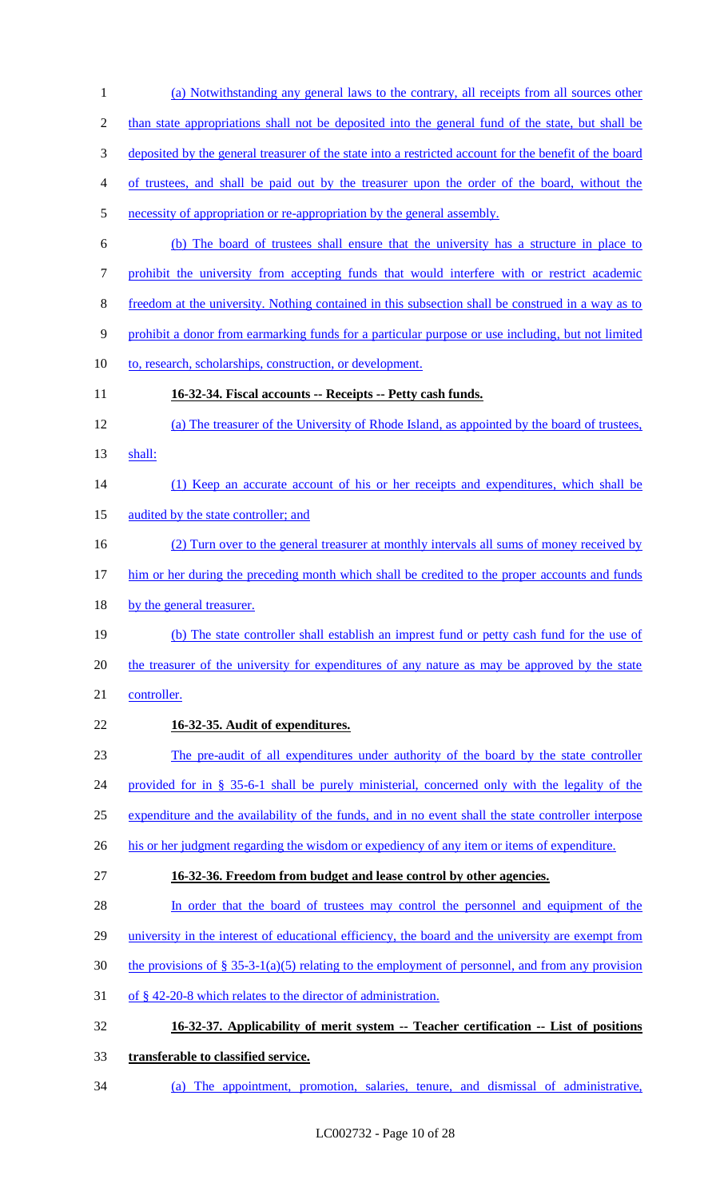(a) Notwithstanding any general laws to the contrary, all receipts from all sources other than state appropriations shall not be deposited into the general fund of the state, but shall be deposited by the general treasurer of the state into a restricted account for the benefit of the board of trustees, and shall be paid out by the treasurer upon the order of the board, without the necessity of appropriation or re-appropriation by the general assembly.

(b) The board of trustees shall ensure that the university has a structure in place to prohibit the university from accepting funds that would interfere with or restrict academic freedom at the university. Nothing contained in this subsection shall be construed in a way as to prohibit a donor from earmarking funds for a particular purpose or use including, but not limited to, research, scholarships, construction, or development.

**16-32-34. Fiscal accounts -- Receipts -- Petty cash funds.**

(a) The treasurer of the University of Rhode Island, as appointed by the board of trustees, shall:

(1) Keep an accurate account of his or her receipts and expenditures, which shall be audited by the state controller; and

(2) Turn over to the general treasurer at monthly intervals all sums of money received by him or her during the preceding month which shall be credited to the proper accounts and funds by the general treasurer.

(b) The state controller shall establish an imprest fund or petty cash fund for the use of the treasurer of the university for expenditures of any nature as may be approved by the state controller.

**16-32-35. Audit of expenditures.**

The pre-audit of all expenditures under authority of the board by the state controller provided for in § 35-6-1 shall be purely ministerial, concerned only with the legality of the expenditure and the availability of the funds, and in no event shall the state controller interpose his or her judgment regarding the wisdom or expediency of any item or items of expenditure.

**16-32-36. Freedom from budget and lease control by other agencies.**

In order that the board of trustees may control the personnel and equipment of the university in the interest of educational efficiency, the board and the university are exempt from the provisions of § 35-3-1(a)(5) relating to the employment of personnel, and from any provision of § 42-20-8 which relates to the director of administration.

**16-32-37. Applicability of merit system -- Teacher certification -- List of positions transferable to classified service.**

(a) The appointment, promotion, salaries, tenure, and dismissal of administrative,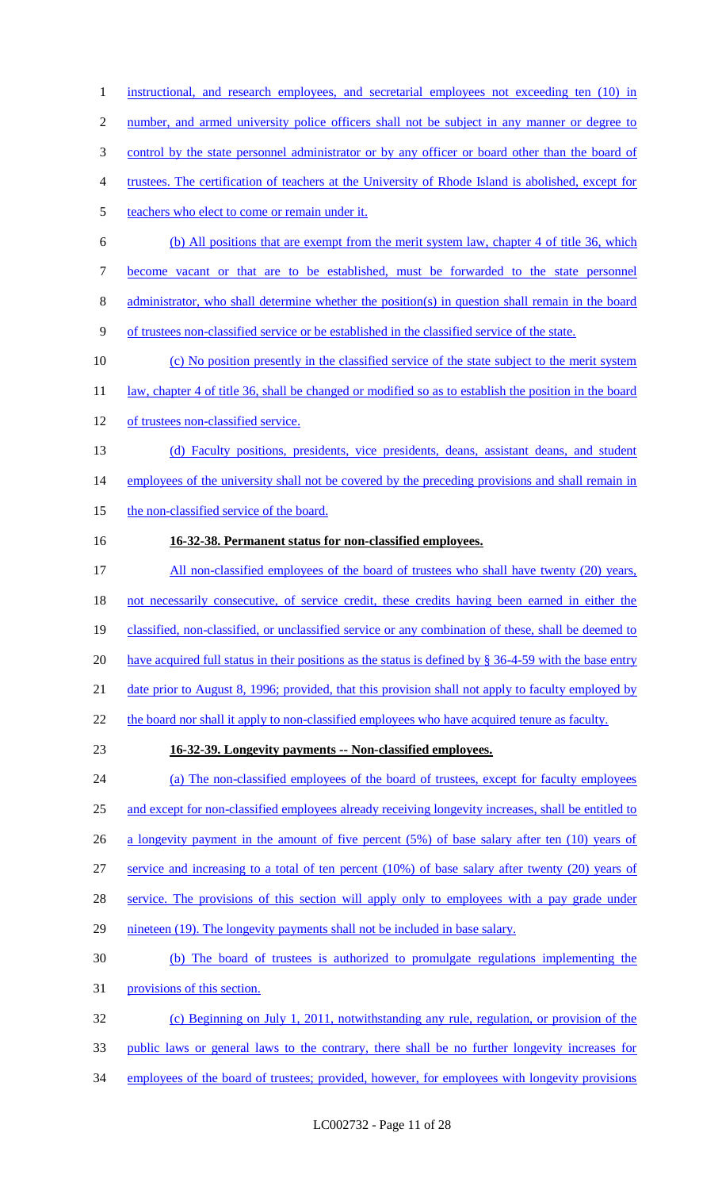instructional, and research employees, and secretarial employees not exceeding ten (10) in number, and armed university police officers shall not be subject in any manner or degree to control by the state personnel administrator or by any officer or board other than the board of trustees. The certification of teachers at the University of Rhode Island is abolished, except for teachers who elect to come or remain under it.

(b) All positions that are exempt from the merit system law, chapter 4 of title 36, which become vacant or that are to be established, must be forwarded to the state personnel administrator, who shall determine whether the position(s) in question shall remain in the board of trustees non-classified service or be established in the classified service of the state.

(c) No position presently in the classified service of the state subject to the merit system law, chapter 4 of title 36, shall be changed or modified so as to establish the position in the board of trustees non-classified service.

(d) Faculty positions, presidents, vice presidents, deans, assistant deans, and student employees of the university shall not be covered by the preceding provisions and shall remain in the non-classified service of the board.

**16-32-38. Permanent status for non-classified employees.**

All non-classified employees of the board of trustees who shall have twenty (20) years, not necessarily consecutive, of service credit, these credits having been earned in either the classified, non-classified, or unclassified service or any combination of these, shall be deemed to have acquired full status in their positions as the status is defined by § 36-4-59 with the base entry date prior to August 8, 1996; provided, that this provision shall not apply to faculty employed by the board nor shall it apply to non-classified employees who have acquired tenure as faculty.

**16-32-39. Longevity payments -- Non-classified employees.**

(a) The non-classified employees of the board of trustees, except for faculty employees and except for non-classified employees already receiving longevity increases, shall be entitled to a longevity payment in the amount of five percent (5%) of base salary after ten (10) years of service and increasing to a total of ten percent (10%) of base salary after twenty (20) years of service. The provisions of this section will apply only to employees with a pay grade under nineteen (19). The longevity payments shall not be included in base salary.

(b) The board of trustees is authorized to promulgate regulations implementing the provisions of this section.

(c) Beginning on July 1, 2011, notwithstanding any rule, regulation, or provision of the public laws or general laws to the contrary, there shall be no further longevity increases for employees of the board of trustees; provided, however, for employees with longevity provisions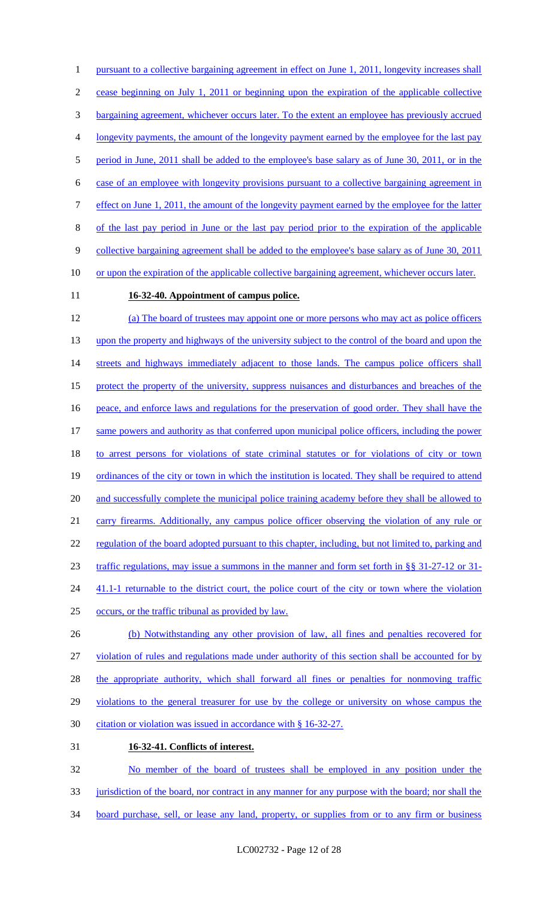pursuant to a collective bargaining agreement in effect on June 1, 2011, longevity increases shall cease beginning on July 1, 2011 or beginning upon the expiration of the applicable collective bargaining agreement, whichever occurs later. To the extent an employee has previously accrued longevity payments, the amount of the longevity payment earned by the employee for the last pay period in June, 2011 shall be added to the employee's base salary as of June 30, 2011, or in the case of an employee with longevity provisions pursuant to a collective bargaining agreement in effect on June 1, 2011, the amount of the longevity payment earned by the employee for the latter of the last pay period in June or the last pay period prior to the expiration of the applicable collective bargaining agreement shall be added to the employee's base salary as of June 30, 2011 or upon the expiration of the applicable collective bargaining agreement, whichever occurs later.

**16-32-40. Appointment of campus police.**

(a) The board of trustees may appoint one or more persons who may act as police officers upon the property and highways of the university subject to the control of the board and upon the streets and highways immediately adjacent to those lands. The campus police officers shall protect the property of the university, suppress nuisances and disturbances and breaches of the peace, and enforce laws and regulations for the preservation of good order. They shall have the same powers and authority as that conferred upon municipal police officers, including the power to arrest persons for violations of state criminal statutes or for violations of city or town ordinances of the city or town in which the institution is located. They shall be required to attend and successfully complete the municipal police training academy before they shall be allowed to carry firearms. Additionally, any campus police officer observing the violation of any rule or regulation of the board adopted pursuant to this chapter, including, but not limited to, parking and traffic regulations, may issue a summons in the manner and form set forth in §§ 31-27-12 or 31-41.1-1 returnable to the district court, the police court of the city or town where the violation occurs, or the traffic tribunal as provided by law.

(b) Notwithstanding any other provision of law, all fines and penalties recovered for violation of rules and regulations made under authority of this section shall be accounted for by the appropriate authority, which shall forward all fines or penalties for nonmoving traffic violations to the general treasurer for use by the college or university on whose campus the citation or violation was issued in accordance with § 16-32-27.

**16-32-41. Conflicts of interest.**

No member of the board of trustees shall be employed in any position under the jurisdiction of the board, nor contract in any manner for any purpose with the board; nor shall the board purchase, sell, or lease any land, property, or supplies from or to any firm or business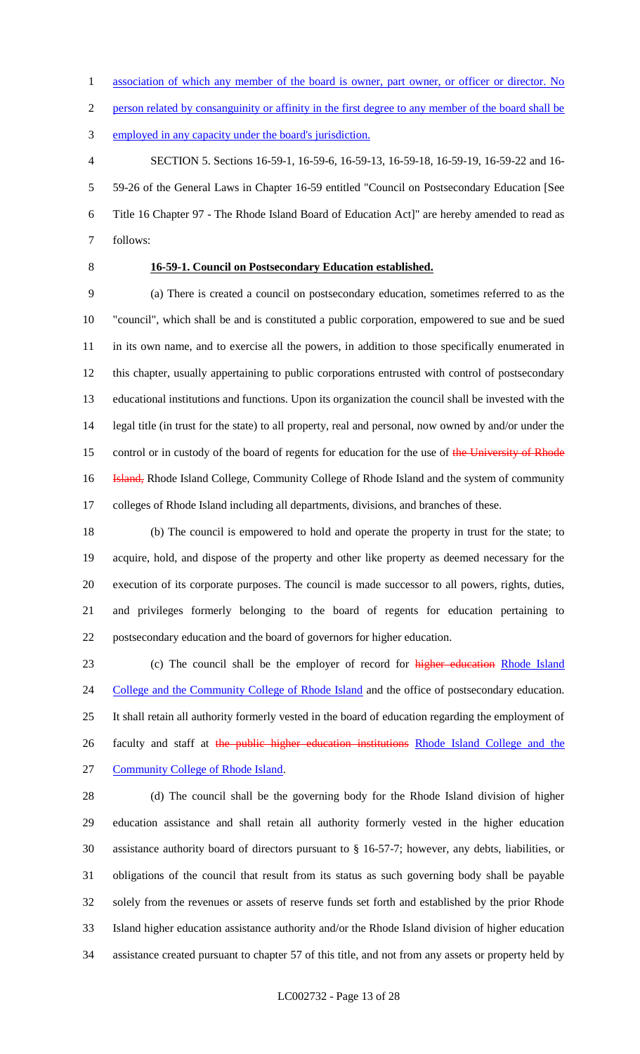association of which any member of the board is owner, part owner, or officer or director. No person related by consanguinity or affinity in the first degree to any member of the board shall be employed in any capacity under the board's jurisdiction.

SECTION 5. Sections 16-59-1, 16-59-6, 16-59-13, 16-59-18, 16-59-19, 16-59-22 and 16-59-26 of the General Laws in Chapter 16-59 entitled "Council on Postsecondary Education [See Title 16 Chapter 97 - The Rhode Island Board of Education Act]" are hereby amended to read as follows:

**16-59-1. Council on Postsecondary Education established.**

(a) There is created a council on postsecondary education, sometimes referred to as the "council", which shall be and is constituted a public corporation, empowered to sue and be sued in its own name, and to exercise all the powers, in addition to those specifically enumerated in this chapter, usually appertaining to public corporations entrusted with control of postsecondary educational institutions and functions. Upon its organization the council shall be invested with the legal title (in trust for the state) to all property, real and personal, now owned by and/or under the control or in custody of the board of regents for education for the use of ~~the University of Rhode Island,~~ Rhode Island College, Community College of Rhode Island and the system of community colleges of Rhode Island including all departments, divisions, and branches of these.

(b) The council is empowered to hold and operate the property in trust for the state; to acquire, hold, and dispose of the property and other like property as deemed necessary for the execution of its corporate purposes. The council is made successor to all powers, rights, duties, and privileges formerly belonging to the board of regents for education pertaining to postsecondary education and the board of governors for higher education.

(c) The council shall be the employer of record for ~~higher education~~ Rhode Island College and the Community College of Rhode Island and the office of postsecondary education. It shall retain all authority formerly vested in the board of education regarding the employment of faculty and staff at ~~the public higher education institutions~~ Rhode Island College and the Community College of Rhode Island.

(d) The council shall be the governing body for the Rhode Island division of higher education assistance and shall retain all authority formerly vested in the higher education assistance authority board of directors pursuant to § 16-57-7; however, any debts, liabilities, or obligations of the council that result from its status as such governing body shall be payable solely from the revenues or assets of reserve funds set forth and established by the prior Rhode Island higher education assistance authority and/or the Rhode Island division of higher education assistance created pursuant to chapter 57 of this title, and not from any assets or property held by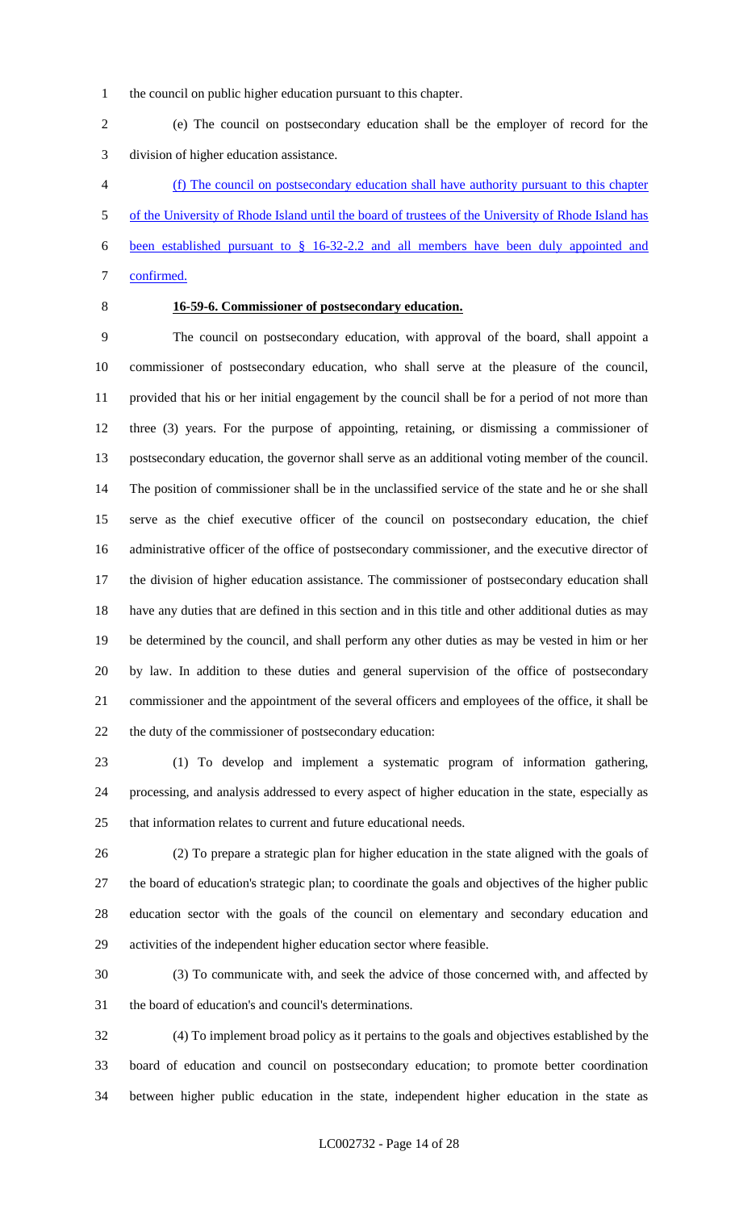the council on public higher education pursuant to this chapter.

(e) The council on postsecondary education shall be the employer of record for the division of higher education assistance.

<u>(f) The council on postsecondary education shall have authority pursuant to this chapter of the University of Rhode Island until the board of trustees of the University of Rhode Island has been established pursuant to § 16-32-2.2 and all members have been duly appointed and confirmed.</u>

**16-59-6. Commissioner of postsecondary education.**

The council on postsecondary education, with approval of the board, shall appoint a commissioner of postsecondary education, who shall serve at the pleasure of the council, provided that his or her initial engagement by the council shall be for a period of not more than three (3) years. For the purpose of appointing, retaining, or dismissing a commissioner of postsecondary education, the governor shall serve as an additional voting member of the council. The position of commissioner shall be in the unclassified service of the state and he or she shall serve as the chief executive officer of the council on postsecondary education, the chief administrative officer of the office of postsecondary commissioner, and the executive director of the division of higher education assistance. The commissioner of postsecondary education shall have any duties that are defined in this section and in this title and other additional duties as may be determined by the council, and shall perform any other duties as may be vested in him or her by law. In addition to these duties and general supervision of the office of postsecondary commissioner and the appointment of the several officers and employees of the office, it shall be the duty of the commissioner of postsecondary education:

(1) To develop and implement a systematic program of information gathering, processing, and analysis addressed to every aspect of higher education in the state, especially as that information relates to current and future educational needs.

(2) To prepare a strategic plan for higher education in the state aligned with the goals of the board of education's strategic plan; to coordinate the goals and objectives of the higher public education sector with the goals of the council on elementary and secondary education and activities of the independent higher education sector where feasible.

(3) To communicate with, and seek the advice of those concerned with, and affected by the board of education's and council's determinations.

(4) To implement broad policy as it pertains to the goals and objectives established by the board of education and council on postsecondary education; to promote better coordination between higher public education in the state, independent higher education in the state as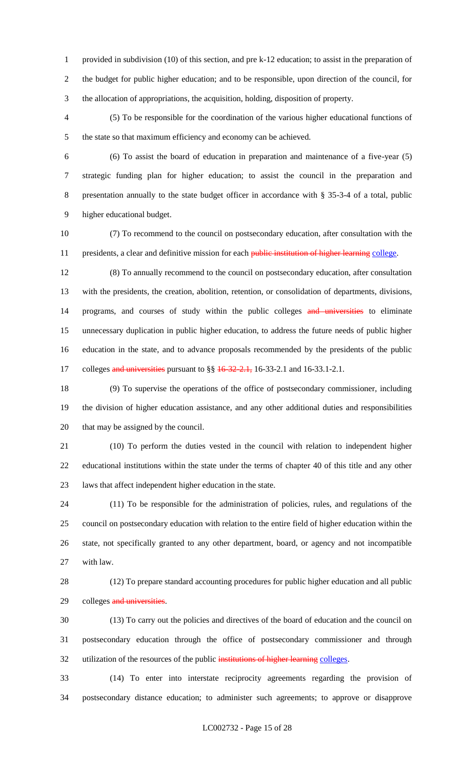provided in subdivision (10) of this section, and pre k-12 education; to assist in the preparation of the budget for public higher education; and to be responsible, upon direction of the council, for the allocation of appropriations, the acquisition, holding, disposition of property.

(5) To be responsible for the coordination of the various higher educational functions of the state so that maximum efficiency and economy can be achieved.

(6) To assist the board of education in preparation and maintenance of a five-year (5) strategic funding plan for higher education; to assist the council in the preparation and presentation annually to the state budget officer in accordance with § 35-3-4 of a total, public higher educational budget.

(7) To recommend to the council on postsecondary education, after consultation with the presidents, a clear and definitive mission for each ~~public institution of higher learning~~ college.

(8) To annually recommend to the council on postsecondary education, after consultation with the presidents, the creation, abolition, retention, or consolidation of departments, divisions, programs, and courses of study within the public colleges ~~and universities~~ to eliminate unnecessary duplication in public higher education, to address the future needs of public higher education in the state, and to advance proposals recommended by the presidents of the public colleges ~~and universities~~ pursuant to §§ ~~16-32-2.1,~~ 16-33-2.1 and 16-33.1-2.1.

(9) To supervise the operations of the office of postsecondary commissioner, including the division of higher education assistance, and any other additional duties and responsibilities that may be assigned by the council.

(10) To perform the duties vested in the council with relation to independent higher educational institutions within the state under the terms of chapter 40 of this title and any other laws that affect independent higher education in the state.

(11) To be responsible for the administration of policies, rules, and regulations of the council on postsecondary education with relation to the entire field of higher education within the state, not specifically granted to any other department, board, or agency and not incompatible with law.

(12) To prepare standard accounting procedures for public higher education and all public colleges ~~and universities~~.

(13) To carry out the policies and directives of the board of education and the council on postsecondary education through the office of postsecondary commissioner and through utilization of the resources of the public ~~institutions of higher learning~~ colleges.

(14) To enter into interstate reciprocity agreements regarding the provision of postsecondary distance education; to administer such agreements; to approve or disapprove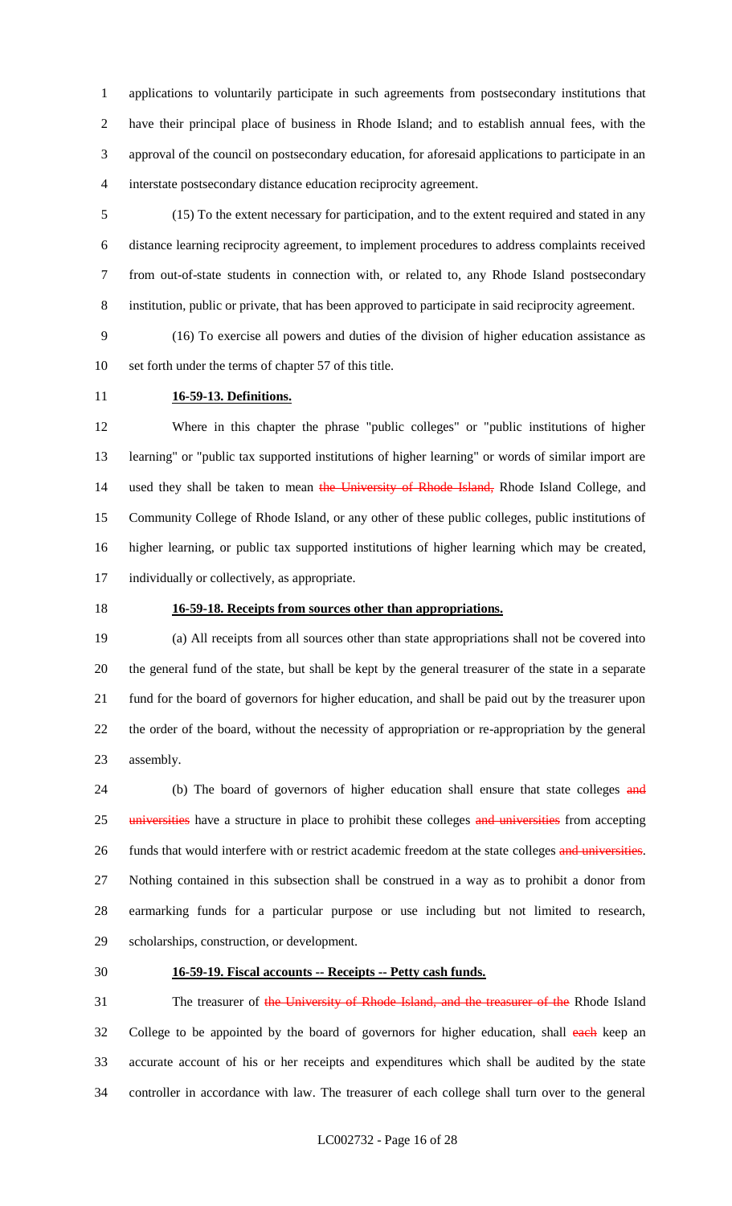applications to voluntarily participate in such agreements from postsecondary institutions that have their principal place of business in Rhode Island; and to establish annual fees, with the approval of the council on postsecondary education, for aforesaid applications to participate in an interstate postsecondary distance education reciprocity agreement.

(15) To the extent necessary for participation, and to the extent required and stated in any distance learning reciprocity agreement, to implement procedures to address complaints received from out-of-state students in connection with, or related to, any Rhode Island postsecondary institution, public or private, that has been approved to participate in said reciprocity agreement.

(16) To exercise all powers and duties of the division of higher education assistance as set forth under the terms of chapter 57 of this title.

**16-59-13. Definitions.**

Where in this chapter the phrase "public colleges" or "public institutions of higher learning" or "public tax supported institutions of higher learning" or words of similar import are used they shall be taken to mean ~~the University of Rhode Island,~~ Rhode Island College, and Community College of Rhode Island, or any other of these public colleges, public institutions of higher learning, or public tax supported institutions of higher learning which may be created, individually or collectively, as appropriate.

**16-59-18. Receipts from sources other than appropriations.**

(a) All receipts from all sources other than state appropriations shall not be covered into the general fund of the state, but shall be kept by the general treasurer of the state in a separate fund for the board of governors for higher education, and shall be paid out by the treasurer upon the order of the board, without the necessity of appropriation or re-appropriation by the general assembly.

(b) The board of governors of higher education shall ensure that state colleges ~~and universities~~ have a structure in place to prohibit these colleges ~~and universities~~ from accepting funds that would interfere with or restrict academic freedom at the state colleges ~~and universities~~. Nothing contained in this subsection shall be construed in a way as to prohibit a donor from earmarking funds for a particular purpose or use including but not limited to research, scholarships, construction, or development.

**16-59-19. Fiscal accounts -- Receipts -- Petty cash funds.**

The treasurer of ~~the University of Rhode Island, and the treasurer of the~~ Rhode Island College to be appointed by the board of governors for higher education, shall ~~each~~ keep an accurate account of his or her receipts and expenditures which shall be audited by the state controller in accordance with law. The treasurer of each college shall turn over to the general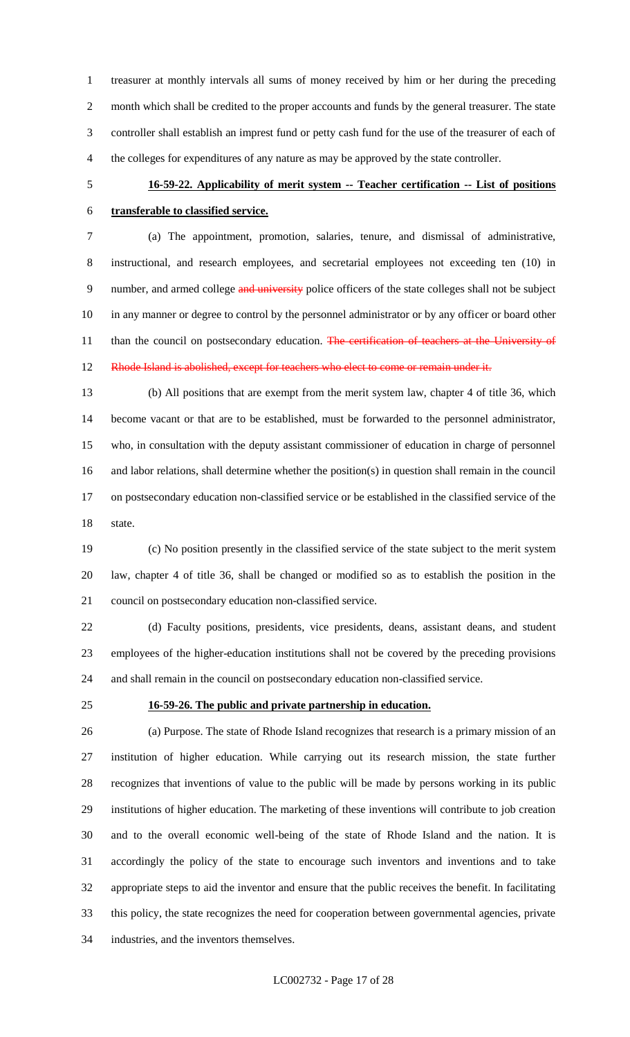treasurer at monthly intervals all sums of money received by him or her during the preceding month which shall be credited to the proper accounts and funds by the general treasurer. The state controller shall establish an imprest fund or petty cash fund for the use of the treasurer of each of the colleges for expenditures of any nature as may be approved by the state controller.

**16-59-22. Applicability of merit system -- Teacher certification -- List of positions transferable to classified service.**

(a) The appointment, promotion, salaries, tenure, and dismissal of administrative, instructional, and research employees, and secretarial employees not exceeding ten (10) in number, and armed college ~~and university~~ police officers of the state colleges shall not be subject in any manner or degree to control by the personnel administrator or by any officer or board other than the council on postsecondary education. ~~The certification of teachers at the University of Rhode Island is abolished, except for teachers who elect to come or remain under it.~~

(b) All positions that are exempt from the merit system law, chapter 4 of title 36, which become vacant or that are to be established, must be forwarded to the personnel administrator, who, in consultation with the deputy assistant commissioner of education in charge of personnel and labor relations, shall determine whether the position(s) in question shall remain in the council on postsecondary education non-classified service or be established in the classified service of the state.

(c) No position presently in the classified service of the state subject to the merit system law, chapter 4 of title 36, shall be changed or modified so as to establish the position in the council on postsecondary education non-classified service.

(d) Faculty positions, presidents, vice presidents, deans, assistant deans, and student employees of the higher-education institutions shall not be covered by the preceding provisions and shall remain in the council on postsecondary education non-classified service.

**16-59-26. The public and private partnership in education.**

(a) Purpose. The state of Rhode Island recognizes that research is a primary mission of an institution of higher education. While carrying out its research mission, the state further recognizes that inventions of value to the public will be made by persons working in its public institutions of higher education. The marketing of these inventions will contribute to job creation and to the overall economic well-being of the state of Rhode Island and the nation. It is accordingly the policy of the state to encourage such inventors and inventions and to take appropriate steps to aid the inventor and ensure that the public receives the benefit. In facilitating this policy, the state recognizes the need for cooperation between governmental agencies, private industries, and the inventors themselves.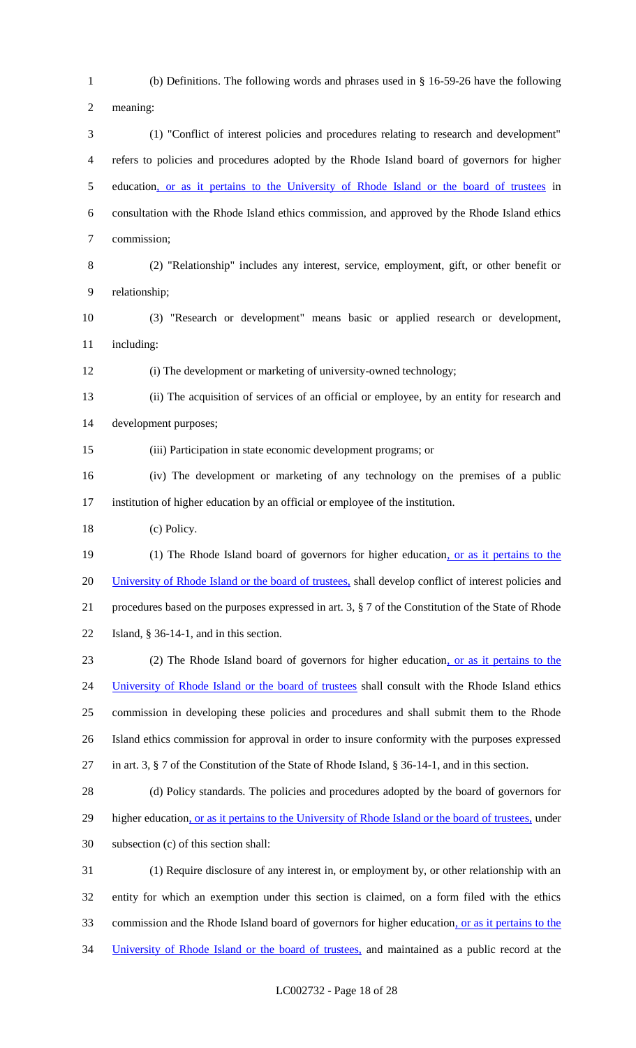(b) Definitions. The following words and phrases used in § 16-59-26 have the following meaning:

(1) "Conflict of interest policies and procedures relating to research and development" refers to policies and procedures adopted by the Rhode Island board of governors for higher education, or as it pertains to the University of Rhode Island or the board of trustees in consultation with the Rhode Island ethics commission, and approved by the Rhode Island ethics commission;

(2) "Relationship" includes any interest, service, employment, gift, or other benefit or relationship;

(3) "Research or development" means basic or applied research or development, including:

(i) The development or marketing of university-owned technology;

(ii) The acquisition of services of an official or employee, by an entity for research and development purposes;

(iii) Participation in state economic development programs; or

(iv) The development or marketing of any technology on the premises of a public institution of higher education by an official or employee of the institution.

(c) Policy.

(1) The Rhode Island board of governors for higher education, or as it pertains to the University of Rhode Island or the board of trustees, shall develop conflict of interest policies and procedures based on the purposes expressed in art. 3, § 7 of the Constitution of the State of Rhode Island, § 36-14-1, and in this section.

(2) The Rhode Island board of governors for higher education, or as it pertains to the University of Rhode Island or the board of trustees shall consult with the Rhode Island ethics commission in developing these policies and procedures and shall submit them to the Rhode Island ethics commission for approval in order to insure conformity with the purposes expressed in art. 3, § 7 of the Constitution of the State of Rhode Island, § 36-14-1, and in this section.

(d) Policy standards. The policies and procedures adopted by the board of governors for higher education, or as it pertains to the University of Rhode Island or the board of trustees, under subsection (c) of this section shall:

(1) Require disclosure of any interest in, or employment by, or other relationship with an entity for which an exemption under this section is claimed, on a form filed with the ethics commission and the Rhode Island board of governors for higher education, or as it pertains to the University of Rhode Island or the board of trustees, and maintained as a public record at the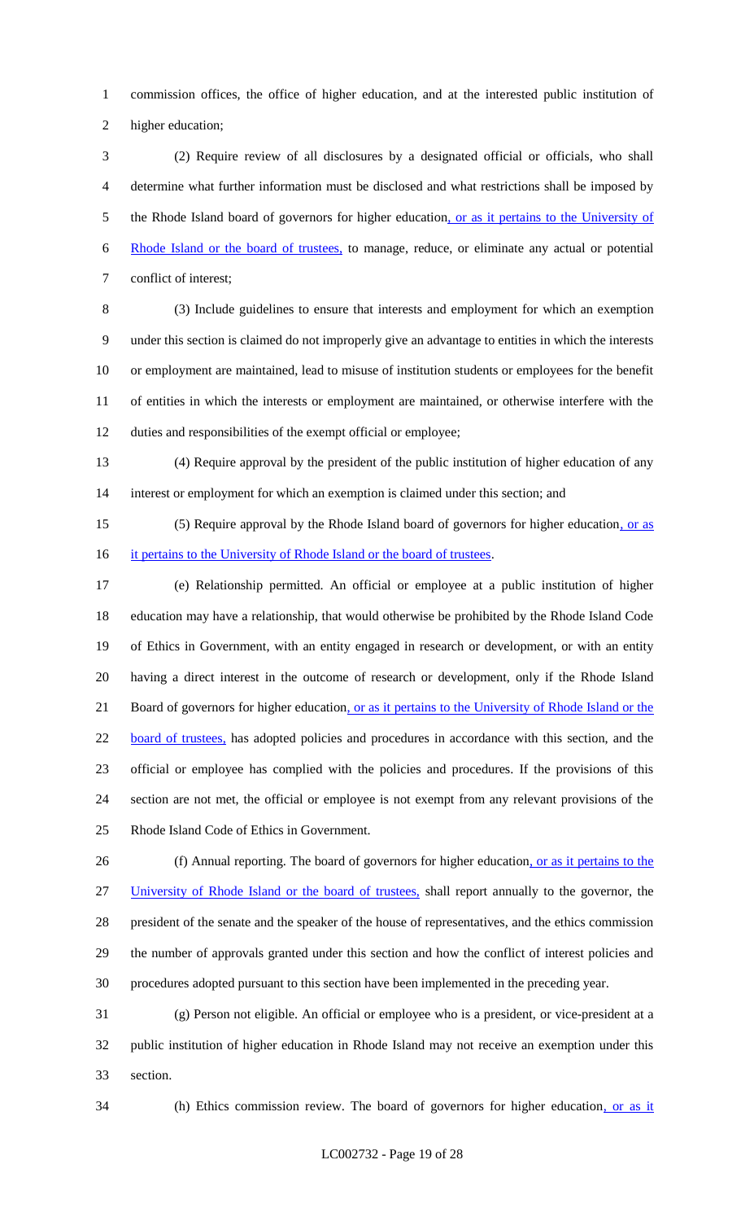commission offices, the office of higher education, and at the interested public institution of higher education;

(2) Require review of all disclosures by a designated official or officials, who shall determine what further information must be disclosed and what restrictions shall be imposed by the Rhode Island board of governors for higher education, or as it pertains to the University of Rhode Island or the board of trustees, to manage, reduce, or eliminate any actual or potential conflict of interest;

(3) Include guidelines to ensure that interests and employment for which an exemption under this section is claimed do not improperly give an advantage to entities in which the interests or employment are maintained, lead to misuse of institution students or employees for the benefit of entities in which the interests or employment are maintained, or otherwise interfere with the duties and responsibilities of the exempt official or employee;

(4) Require approval by the president of the public institution of higher education of any interest or employment for which an exemption is claimed under this section; and

(5) Require approval by the Rhode Island board of governors for higher education, or as it pertains to the University of Rhode Island or the board of trustees.

(e) Relationship permitted. An official or employee at a public institution of higher education may have a relationship, that would otherwise be prohibited by the Rhode Island Code of Ethics in Government, with an entity engaged in research or development, or with an entity having a direct interest in the outcome of research or development, only if the Rhode Island Board of governors for higher education, or as it pertains to the University of Rhode Island or the board of trustees, has adopted policies and procedures in accordance with this section, and the official or employee has complied with the policies and procedures. If the provisions of this section are not met, the official or employee is not exempt from any relevant provisions of the Rhode Island Code of Ethics in Government.

(f) Annual reporting. The board of governors for higher education, or as it pertains to the University of Rhode Island or the board of trustees, shall report annually to the governor, the president of the senate and the speaker of the house of representatives, and the ethics commission the number of approvals granted under this section and how the conflict of interest policies and procedures adopted pursuant to this section have been implemented in the preceding year.

(g) Person not eligible. An official or employee who is a president, or vice-president at a public institution of higher education in Rhode Island may not receive an exemption under this section.

(h) Ethics commission review. The board of governors for higher education, or as it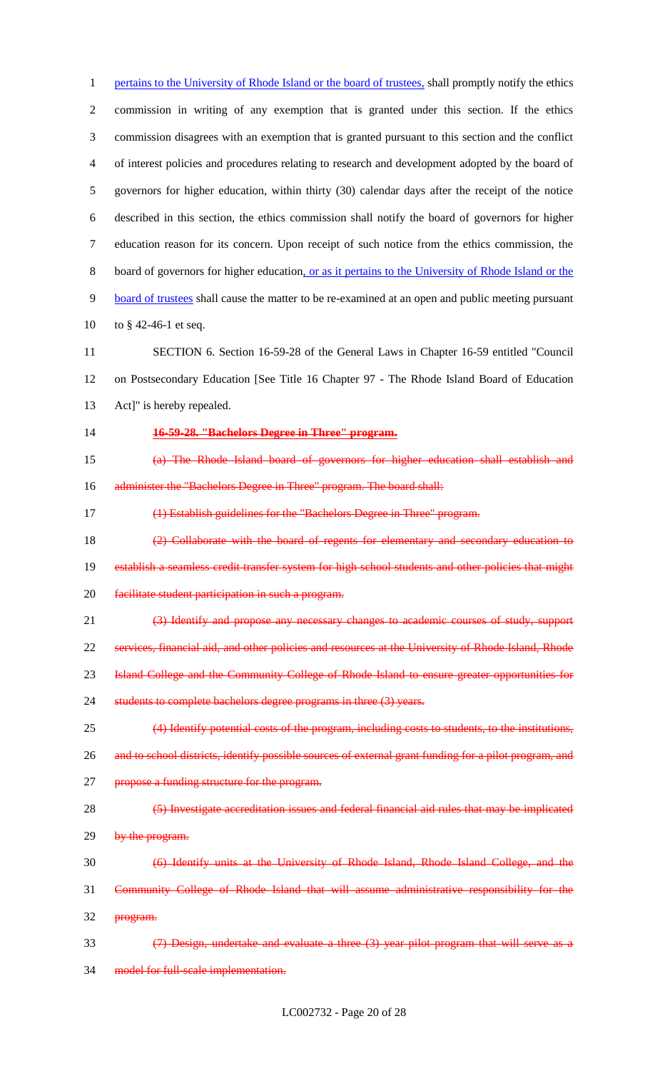pertains to the University of Rhode Island or the board of trustees, shall promptly notify the ethics commission in writing of any exemption that is granted under this section. If the ethics commission disagrees with an exemption that is granted pursuant to this section and the conflict of interest policies and procedures relating to research and development adopted by the board of governors for higher education, within thirty (30) calendar days after the receipt of the notice described in this section, the ethics commission shall notify the board of governors for higher education reason for its concern. Upon receipt of such notice from the ethics commission, the board of governors for higher education, or as it pertains to the University of Rhode Island or the board of trustees shall cause the matter to be re-examined at an open and public meeting pursuant to § 42-46-1 et seq.

SECTION 6. Section 16-59-28 of the General Laws in Chapter 16-59 entitled "Council on Postsecondary Education [See Title 16 Chapter 97 - The Rhode Island Board of Education Act]" is hereby repealed.

~~**16-59-28. "Bachelors Degree in Three" program.**~~

~~(a) The Rhode Island board of governors for higher education shall establish and administer the "Bachelors Degree in Three" program. The board shall:~~

~~(1) Establish guidelines for the "Bachelors Degree in Three" program.~~

~~(2) Collaborate with the board of regents for elementary and secondary education to establish a seamless credit transfer system for high school students and other policies that might facilitate student participation in such a program.~~

~~(3) Identify and propose any necessary changes to academic courses of study, support services, financial aid, and other policies and resources at the University of Rhode Island, Rhode Island College and the Community College of Rhode Island to ensure greater opportunities for students to complete bachelors degree programs in three (3) years.~~

~~(4) Identify potential costs of the program, including costs to students, to the institutions, and to school districts, identify possible sources of external grant funding for a pilot program, and propose a funding structure for the program.~~

~~(5) Investigate accreditation issues and federal financial aid rules that may be implicated by the program.~~

~~(6) Identify units at the University of Rhode Island, Rhode Island College, and the Community College of Rhode Island that will assume administrative responsibility for the program.~~

~~(7) Design, undertake and evaluate a three (3) year pilot program that will serve as a model for full-scale implementation.~~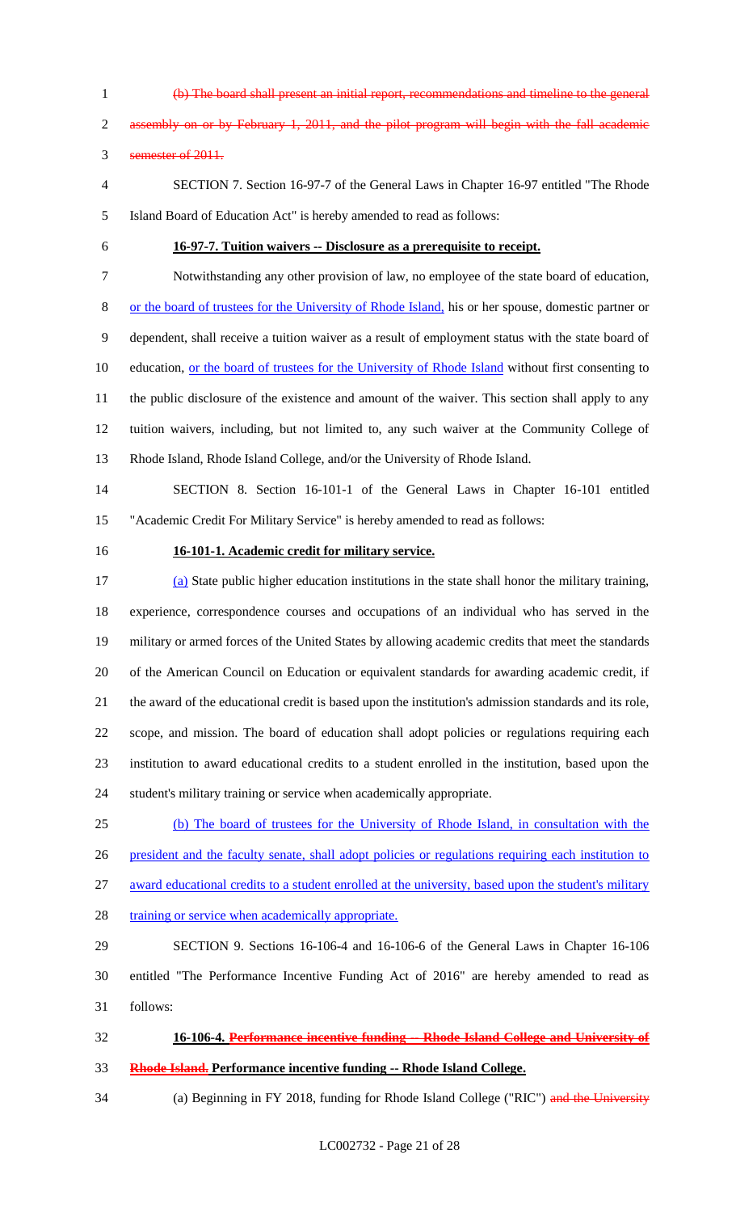~~(b) The board shall present an initial report, recommendations and timeline to the general assembly on or by February 1, 2011, and the pilot program will begin with the fall academic semester of 2011.~~

SECTION 7. Section 16-97-7 of the General Laws in Chapter 16-97 entitled "The Rhode Island Board of Education Act" is hereby amended to read as follows:

**16-97-7. Tuition waivers -- Disclosure as a prerequisite to receipt.**

Notwithstanding any other provision of law, no employee of the state board of education, <u>or the board of trustees for the University of Rhode Island,</u> his or her spouse, domestic partner or dependent, shall receive a tuition waiver as a result of employment status with the state board of education, <u>or the board of trustees for the University of Rhode Island</u> without first consenting to the public disclosure of the existence and amount of the waiver. This section shall apply to any tuition waivers, including, but not limited to, any such waiver at the Community College of Rhode Island, Rhode Island College, and/or the University of Rhode Island.

SECTION 8. Section 16-101-1 of the General Laws in Chapter 16-101 entitled "Academic Credit For Military Service" is hereby amended to read as follows:

**16-101-1. Academic credit for military service.**

<u>(a)</u> State public higher education institutions in the state shall honor the military training, experience, correspondence courses and occupations of an individual who has served in the military or armed forces of the United States by allowing academic credits that meet the standards of the American Council on Education or equivalent standards for awarding academic credit, if the award of the educational credit is based upon the institution's admission standards and its role, scope, and mission. The board of education shall adopt policies or regulations requiring each institution to award educational credits to a student enrolled in the institution, based upon the student's military training or service when academically appropriate.

<u>(b) The board of trustees for the University of Rhode Island, in consultation with the president and the faculty senate, shall adopt policies or regulations requiring each institution to award educational credits to a student enrolled at the university, based upon the student's military training or service when academically appropriate.</u>

SECTION 9. Sections 16-106-4 and 16-106-6 of the General Laws in Chapter 16-106 entitled "The Performance Incentive Funding Act of 2016" are hereby amended to read as follows:

**16-106-4. ~~Performance incentive funding -- Rhode Island College and University of Rhode Island.~~ Performance incentive funding -- Rhode Island College.**

(a) Beginning in FY 2018, funding for Rhode Island College ("RIC") ~~and the University~~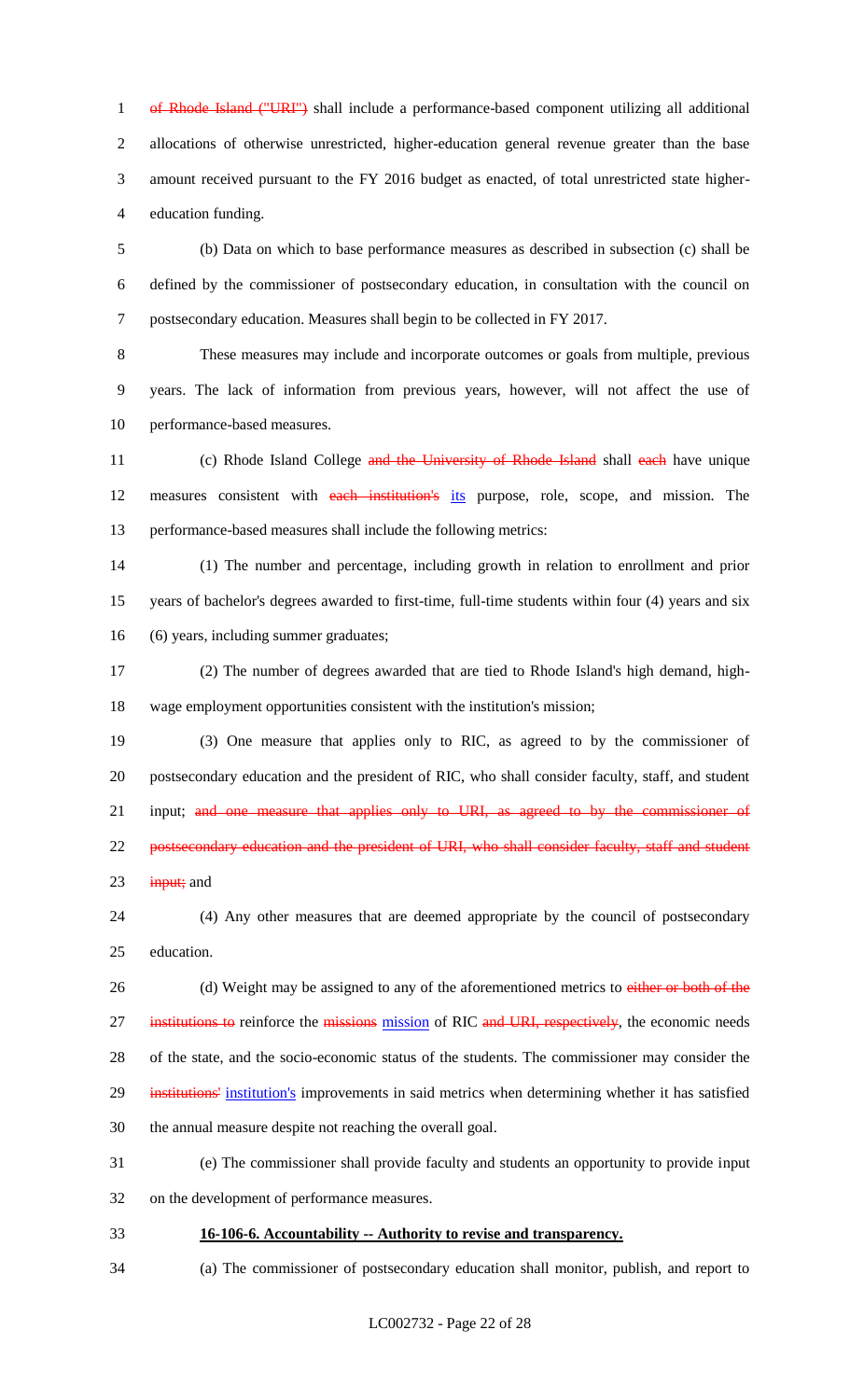of Rhode Island ("URI") shall include a performance-based component utilizing all additional allocations of otherwise unrestricted, higher-education general revenue greater than the base amount received pursuant to the FY 2016 budget as enacted, of total unrestricted state higher-education funding.

(b) Data on which to base performance measures as described in subsection (c) shall be defined by the commissioner of postsecondary education, in consultation with the council on postsecondary education. Measures shall begin to be collected in FY 2017.

These measures may include and incorporate outcomes or goals from multiple, previous years. The lack of information from previous years, however, will not affect the use of performance-based measures.

(c) Rhode Island College and the University of Rhode Island shall each have unique measures consistent with each institution's its purpose, role, scope, and mission. The performance-based measures shall include the following metrics:

(1) The number and percentage, including growth in relation to enrollment and prior years of bachelor's degrees awarded to first-time, full-time students within four (4) years and six (6) years, including summer graduates;

(2) The number of degrees awarded that are tied to Rhode Island's high demand, high-wage employment opportunities consistent with the institution's mission;

(3) One measure that applies only to RIC, as agreed to by the commissioner of postsecondary education and the president of RIC, who shall consider faculty, staff, and student input; and one measure that applies only to URI, as agreed to by the commissioner of postsecondary education and the president of URI, who shall consider faculty, staff and student input; and

(4) Any other measures that are deemed appropriate by the council of postsecondary education.

(d) Weight may be assigned to any of the aforementioned metrics to either or both of the institutions to reinforce the missions mission of RIC and URI, respectively, the economic needs of the state, and the socio-economic status of the students. The commissioner may consider the institutions' institution's improvements in said metrics when determining whether it has satisfied the annual measure despite not reaching the overall goal.

(e) The commissioner shall provide faculty and students an opportunity to provide input on the development of performance measures.

**16-106-6. Accountability -- Authority to revise and transparency.**

(a) The commissioner of postsecondary education shall monitor, publish, and report to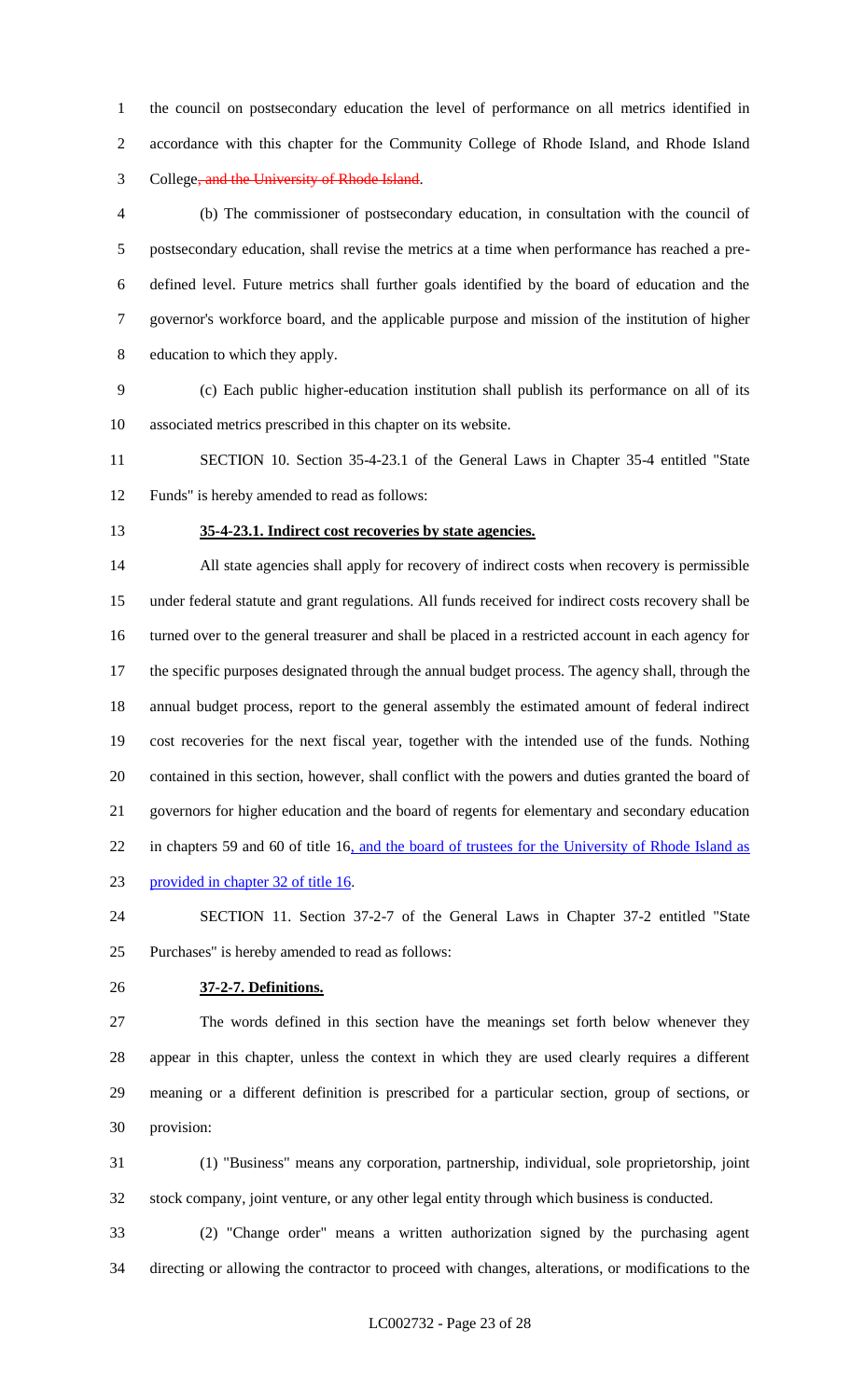the council on postsecondary education the level of performance on all metrics identified in accordance with this chapter for the Community College of Rhode Island, and Rhode Island College~~, and the University of Rhode Island~~.

(b) The commissioner of postsecondary education, in consultation with the council of postsecondary education, shall revise the metrics at a time when performance has reached a pre-defined level. Future metrics shall further goals identified by the board of education and the governor's workforce board, and the applicable purpose and mission of the institution of higher education to which they apply.

(c) Each public higher-education institution shall publish its performance on all of its associated metrics prescribed in this chapter on its website.

SECTION 10. Section 35-4-23.1 of the General Laws in Chapter 35-4 entitled "State Funds" is hereby amended to read as follows:

**35-4-23.1. Indirect cost recoveries by state agencies.**

All state agencies shall apply for recovery of indirect costs when recovery is permissible under federal statute and grant regulations. All funds received for indirect costs recovery shall be turned over to the general treasurer and shall be placed in a restricted account in each agency for the specific purposes designated through the annual budget process. The agency shall, through the annual budget process, report to the general assembly the estimated amount of federal indirect cost recoveries for the next fiscal year, together with the intended use of the funds. Nothing contained in this section, however, shall conflict with the powers and duties granted the board of governors for higher education and the board of regents for elementary and secondary education in chapters 59 and 60 of title 16<u>, and the board of trustees for the University of Rhode Island as provided in chapter 32 of title 16</u>.

SECTION 11. Section 37-2-7 of the General Laws in Chapter 37-2 entitled "State Purchases" is hereby amended to read as follows:

**37-2-7. Definitions.**

The words defined in this section have the meanings set forth below whenever they appear in this chapter, unless the context in which they are used clearly requires a different meaning or a different definition is prescribed for a particular section, group of sections, or provision:

(1) "Business" means any corporation, partnership, individual, sole proprietorship, joint stock company, joint venture, or any other legal entity through which business is conducted.

(2) "Change order" means a written authorization signed by the purchasing agent directing or allowing the contractor to proceed with changes, alterations, or modifications to the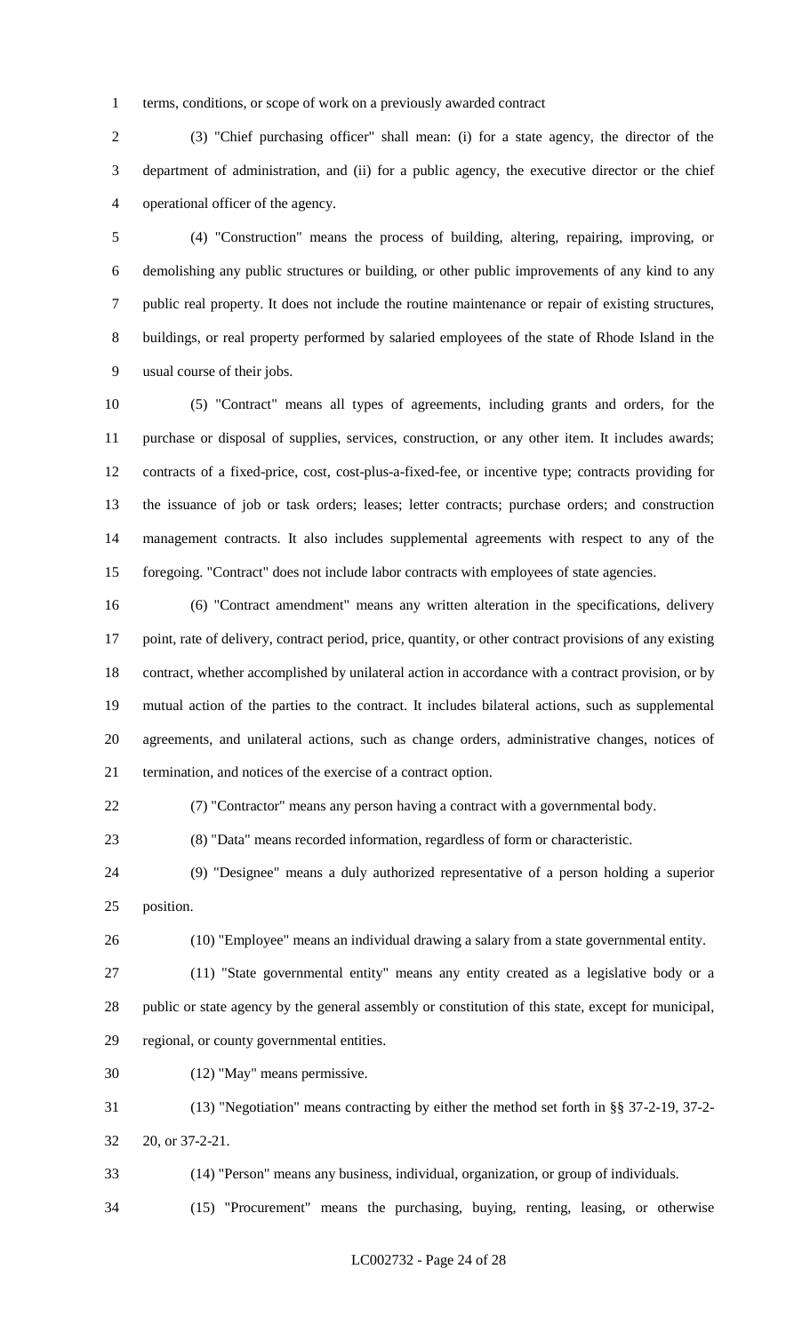terms, conditions, or scope of work on a previously awarded contract

(3) "Chief purchasing officer" shall mean: (i) for a state agency, the director of the department of administration, and (ii) for a public agency, the executive director or the chief operational officer of the agency.

(4) "Construction" means the process of building, altering, repairing, improving, or demolishing any public structures or building, or other public improvements of any kind to any public real property. It does not include the routine maintenance or repair of existing structures, buildings, or real property performed by salaried employees of the state of Rhode Island in the usual course of their jobs.

(5) "Contract" means all types of agreements, including grants and orders, for the purchase or disposal of supplies, services, construction, or any other item. It includes awards; contracts of a fixed-price, cost, cost-plus-a-fixed-fee, or incentive type; contracts providing for the issuance of job or task orders; leases; letter contracts; purchase orders; and construction management contracts. It also includes supplemental agreements with respect to any of the foregoing. "Contract" does not include labor contracts with employees of state agencies.

(6) "Contract amendment" means any written alteration in the specifications, delivery point, rate of delivery, contract period, price, quantity, or other contract provisions of any existing contract, whether accomplished by unilateral action in accordance with a contract provision, or by mutual action of the parties to the contract. It includes bilateral actions, such as supplemental agreements, and unilateral actions, such as change orders, administrative changes, notices of termination, and notices of the exercise of a contract option.

(7) "Contractor" means any person having a contract with a governmental body.

(8) "Data" means recorded information, regardless of form or characteristic.

(9) "Designee" means a duly authorized representative of a person holding a superior position.

(10) "Employee" means an individual drawing a salary from a state governmental entity.

(11) "State governmental entity" means any entity created as a legislative body or a public or state agency by the general assembly or constitution of this state, except for municipal, regional, or county governmental entities.

(12) "May" means permissive.

(13) "Negotiation" means contracting by either the method set forth in §§ 37-2-19, 37-2-20, or 37-2-21.

(14) "Person" means any business, individual, organization, or group of individuals.

(15) "Procurement" means the purchasing, buying, renting, leasing, or otherwise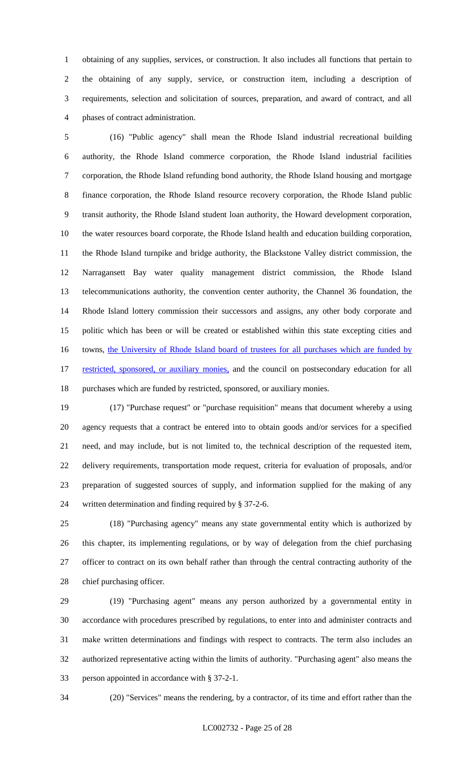obtaining of any supplies, services, or construction. It also includes all functions that pertain to the obtaining of any supply, service, or construction item, including a description of requirements, selection and solicitation of sources, preparation, and award of contract, and all phases of contract administration.

(16) "Public agency" shall mean the Rhode Island industrial recreational building authority, the Rhode Island commerce corporation, the Rhode Island industrial facilities corporation, the Rhode Island refunding bond authority, the Rhode Island housing and mortgage finance corporation, the Rhode Island resource recovery corporation, the Rhode Island public transit authority, the Rhode Island student loan authority, the Howard development corporation, the water resources board corporate, the Rhode Island health and education building corporation, the Rhode Island turnpike and bridge authority, the Blackstone Valley district commission, the Narragansett Bay water quality management district commission, the Rhode Island telecommunications authority, the convention center authority, the Channel 36 foundation, the Rhode Island lottery commission their successors and assigns, any other body corporate and politic which has been or will be created or established within this state excepting cities and towns, the University of Rhode Island board of trustees for all purchases which are funded by restricted, sponsored, or auxiliary monies, and the council on postsecondary education for all purchases which are funded by restricted, sponsored, or auxiliary monies.

(17) "Purchase request" or "purchase requisition" means that document whereby a using agency requests that a contract be entered into to obtain goods and/or services for a specified need, and may include, but is not limited to, the technical description of the requested item, delivery requirements, transportation mode request, criteria for evaluation of proposals, and/or preparation of suggested sources of supply, and information supplied for the making of any written determination and finding required by § 37-2-6.

(18) "Purchasing agency" means any state governmental entity which is authorized by this chapter, its implementing regulations, or by way of delegation from the chief purchasing officer to contract on its own behalf rather than through the central contracting authority of the chief purchasing officer.

(19) "Purchasing agent" means any person authorized by a governmental entity in accordance with procedures prescribed by regulations, to enter into and administer contracts and make written determinations and findings with respect to contracts. The term also includes an authorized representative acting within the limits of authority. "Purchasing agent" also means the person appointed in accordance with § 37-2-1.

(20) "Services" means the rendering, by a contractor, of its time and effort rather than the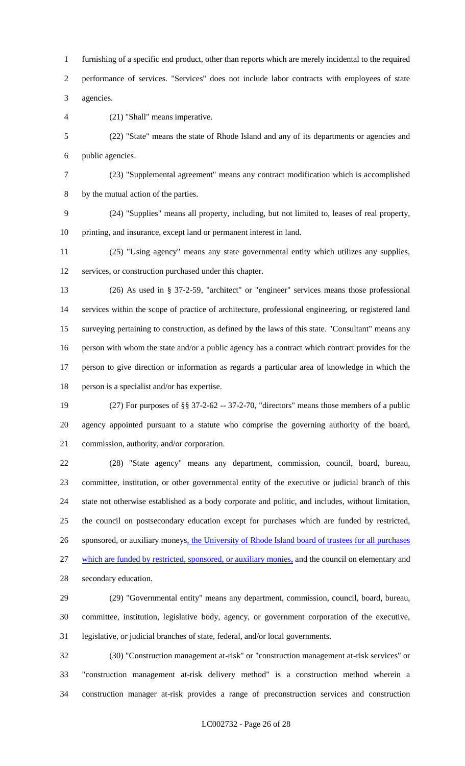furnishing of a specific end product, other than reports which are merely incidental to the required performance of services. "Services" does not include labor contracts with employees of state agencies.

(21) "Shall" means imperative.

(22) "State" means the state of Rhode Island and any of its departments or agencies and public agencies.

(23) "Supplemental agreement" means any contract modification which is accomplished by the mutual action of the parties.

(24) "Supplies" means all property, including, but not limited to, leases of real property, printing, and insurance, except land or permanent interest in land.

(25) "Using agency" means any state governmental entity which utilizes any supplies, services, or construction purchased under this chapter.

(26) As used in § 37-2-59, "architect" or "engineer" services means those professional services within the scope of practice of architecture, professional engineering, or registered land surveying pertaining to construction, as defined by the laws of this state. "Consultant" means any person with whom the state and/or a public agency has a contract which contract provides for the person to give direction or information as regards a particular area of knowledge in which the person is a specialist and/or has expertise.

(27) For purposes of §§ 37-2-62 -- 37-2-70, "directors" means those members of a public agency appointed pursuant to a statute who comprise the governing authority of the board, commission, authority, and/or corporation.

(28) "State agency" means any department, commission, council, board, bureau, committee, institution, or other governmental entity of the executive or judicial branch of this state not otherwise established as a body corporate and politic, and includes, without limitation, the council on postsecondary education except for purchases which are funded by restricted, sponsored, or auxiliary moneys, the University of Rhode Island board of trustees for all purchases which are funded by restricted, sponsored, or auxiliary monies, and the council on elementary and secondary education.

(29) "Governmental entity" means any department, commission, council, board, bureau, committee, institution, legislative body, agency, or government corporation of the executive, legislative, or judicial branches of state, federal, and/or local governments.

(30) "Construction management at-risk" or "construction management at-risk services" or "construction management at-risk delivery method" is a construction method wherein a construction manager at-risk provides a range of preconstruction services and construction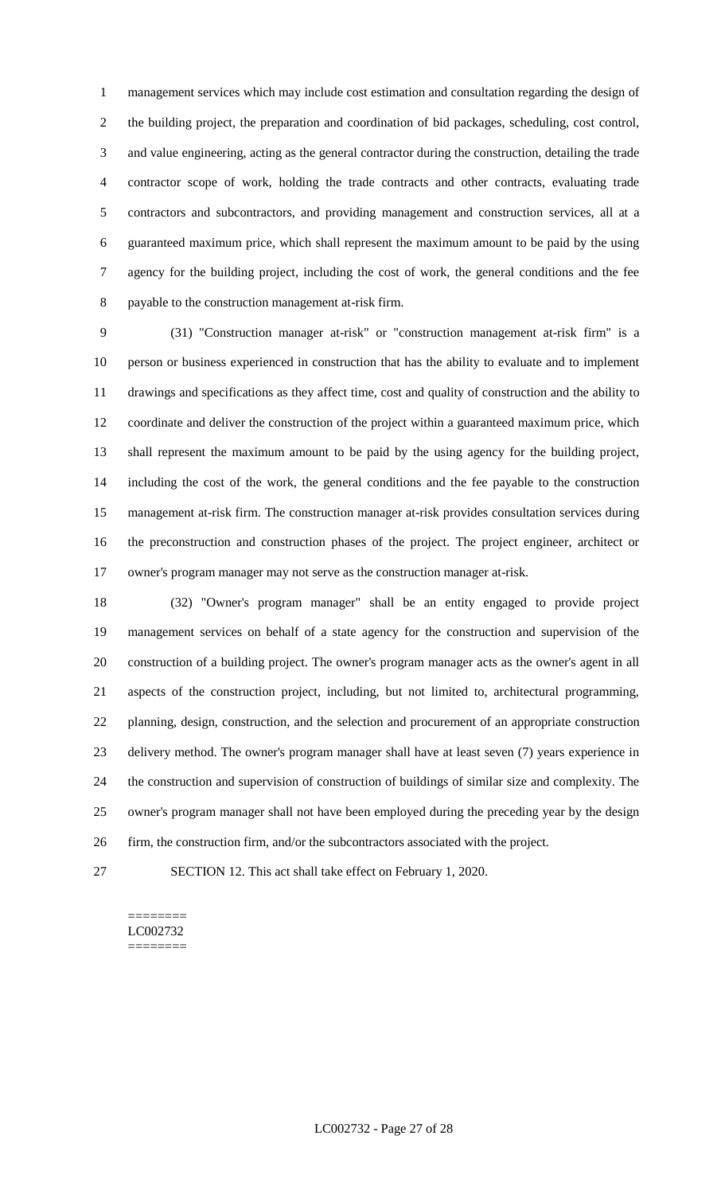management services which may include cost estimation and consultation regarding the design of the building project, the preparation and coordination of bid packages, scheduling, cost control, and value engineering, acting as the general contractor during the construction, detailing the trade contractor scope of work, holding the trade contracts and other contracts, evaluating trade contractors and subcontractors, and providing management and construction services, all at a guaranteed maximum price, which shall represent the maximum amount to be paid by the using agency for the building project, including the cost of work, the general conditions and the fee payable to the construction management at-risk firm.

(31) "Construction manager at-risk" or "construction management at-risk firm" is a person or business experienced in construction that has the ability to evaluate and to implement drawings and specifications as they affect time, cost and quality of construction and the ability to coordinate and deliver the construction of the project within a guaranteed maximum price, which shall represent the maximum amount to be paid by the using agency for the building project, including the cost of the work, the general conditions and the fee payable to the construction management at-risk firm. The construction manager at-risk provides consultation services during the preconstruction and construction phases of the project. The project engineer, architect or owner's program manager may not serve as the construction manager at-risk.

(32) "Owner's program manager" shall be an entity engaged to provide project management services on behalf of a state agency for the construction and supervision of the construction of a building project. The owner's program manager acts as the owner's agent in all aspects of the construction project, including, but not limited to, architectural programming, planning, design, construction, and the selection and procurement of an appropriate construction delivery method. The owner's program manager shall have at least seven (7) years experience in the construction and supervision of construction of buildings of similar size and complexity. The owner's program manager shall not have been employed during the preceding year by the design firm, the construction firm, and/or the subcontractors associated with the project.

SECTION 12. This act shall take effect on February 1, 2020.

========
LC002732
========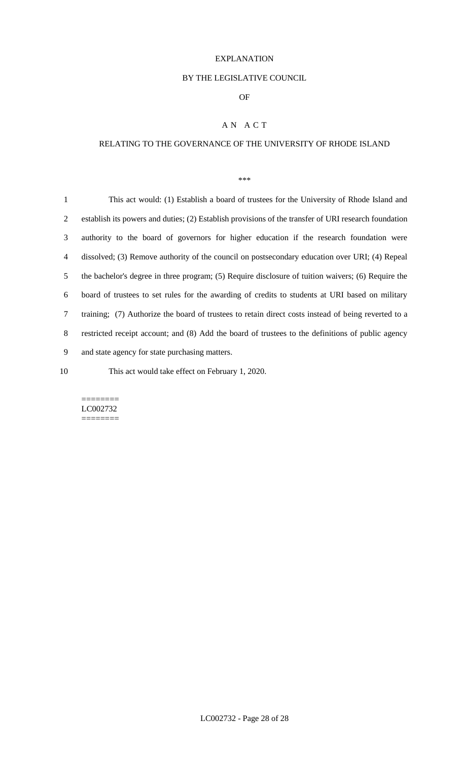EXPLANATION

BY THE LEGISLATIVE COUNCIL

OF

A N A C T

RELATING TO THE GOVERNANCE OF THE UNIVERSITY OF RHODE ISLAND

\*\*\*

This act would: (1) Establish a board of trustees for the University of Rhode Island and establish its powers and duties; (2) Establish provisions of the transfer of URI research foundation authority to the board of governors for higher education if the research foundation were dissolved; (3) Remove authority of the council on postsecondary education over URI; (4) Repeal the bachelor's degree in three program; (5) Require disclosure of tuition waivers; (6) Require the board of trustees to set rules for the awarding of credits to students at URI based on military training; (7) Authorize the board of trustees to retain direct costs instead of being reverted to a restricted receipt account; and (8) Add the board of trustees to the definitions of public agency and state agency for state purchasing matters.

This act would take effect on February 1, 2020.

========
LC002732
========